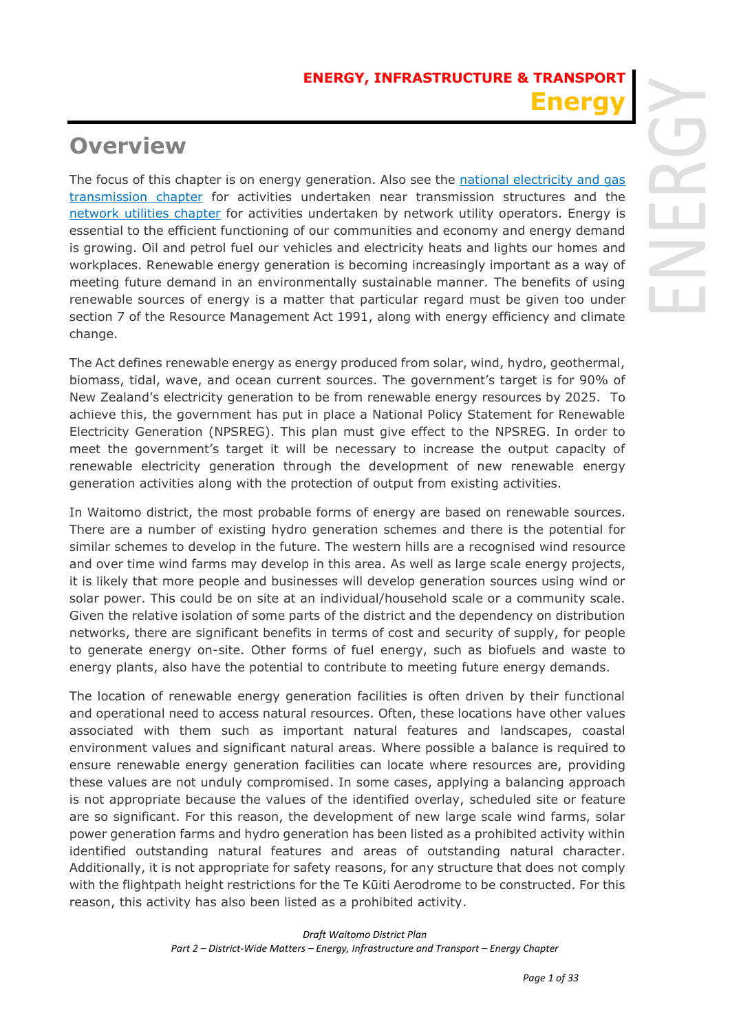**ENERGY, INFRASTRUCTURE & TRANSPORT**

# Energy

## Overview

The focus of this chapter is on energy generation. Also see the national electricity and gas transmission chapter for activities undertaken near transmission structures and the network utilities chapter for activities undertaken by network utility operators. Energy is essential to the efficient functioning of our communities and economy and energy demand is growing. Oil and petrol fuel our vehicles and electricity heats and lights our homes and workplaces. Renewable energy generation is becoming increasingly important as a way of meeting future demand in an environmentally sustainable manner. The benefits of using renewable sources of energy is a matter that particular regard must be given too under section 7 of the Resource Management Act 1991, along with energy efficiency and climate change.

The Act defines renewable energy as energy produced from solar, wind, hydro, geothermal, biomass, tidal, wave, and ocean current sources. The government's target is for 90% of New Zealand's electricity generation to be from renewable energy resources by 2025. To achieve this, the government has put in place a National Policy Statement for Renewable Electricity Generation (NPSREG). This plan must give effect to the NPSREG. In order to meet the government's target it will be necessary to increase the output capacity of renewable electricity generation through the development of new renewable energy generation activities along with the protection of output from existing activities.

In Waitomo district, the most probable forms of energy are based on renewable sources. There are a number of existing hydro generation schemes and there is the potential for similar schemes to develop in the future. The western hills are a recognised wind resource and over time wind farms may develop in this area. As well as large scale energy projects, it is likely that more people and businesses will develop generation sources using wind or solar power. This could be on site at an individual/household scale or a community scale. Given the relative isolation of some parts of the district and the dependency on distribution networks, there are significant benefits in terms of cost and security of supply, for people to generate energy on-site. Other forms of fuel energy, such as biofuels and waste to energy plants, also have the potential to contribute to meeting future energy demands.

The location of renewable energy generation facilities is often driven by their functional and operational need to access natural resources. Often, these locations have other values associated with them such as important natural features and landscapes, coastal environment values and significant natural areas. Where possible a balance is required to ensure renewable energy generation facilities can locate where resources are, providing these values are not unduly compromised. In some cases, applying a balancing approach is not appropriate because the values of the identified overlay, scheduled site or feature are so significant. For this reason, the development of new large scale wind farms, solar power generation farms and hydro generation has been listed as a prohibited activity within identified outstanding natural features and areas of outstanding natural character. Additionally, it is not appropriate for safety reasons, for any structure that does not comply with the flightpath height restrictions for the Te Kūiti Aerodrome to be constructed. For this reason, this activity has also been listed as a prohibited activity.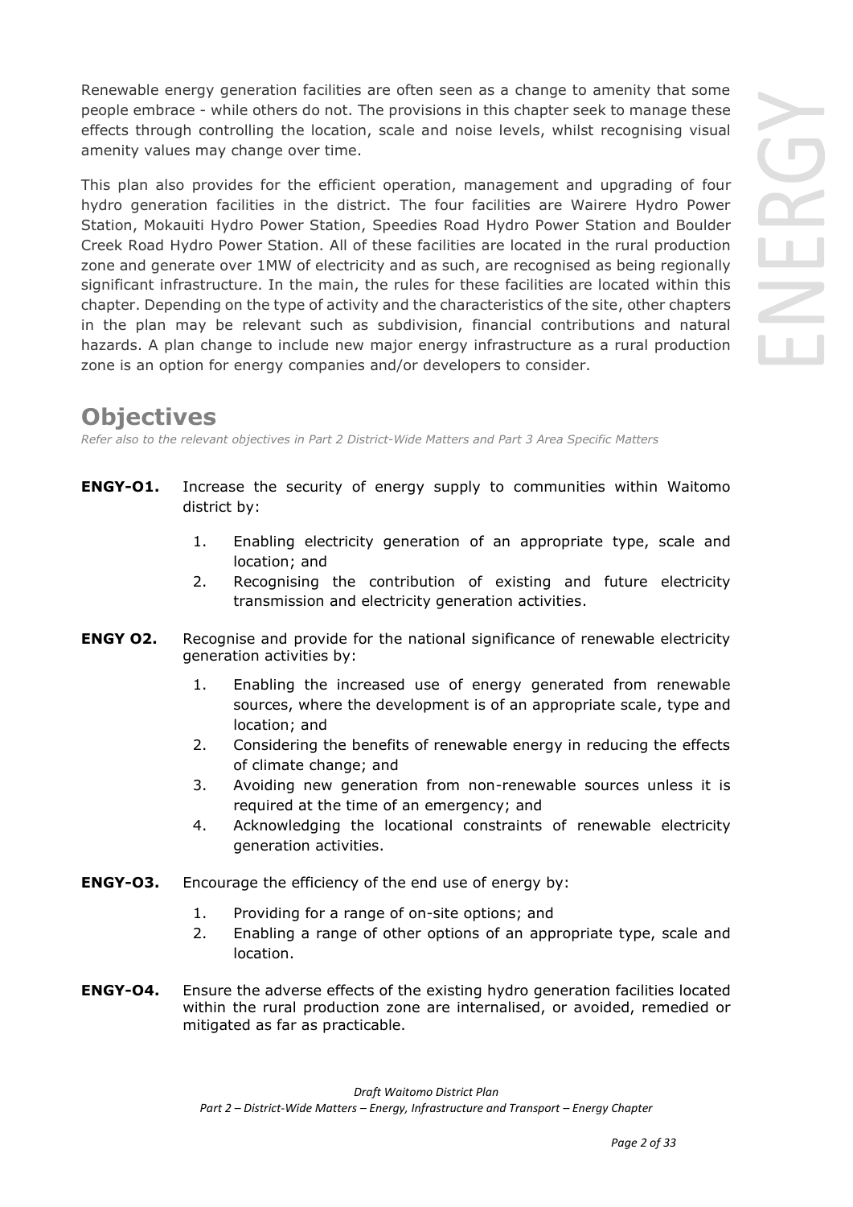Renewable energy generation facilities are often seen as a change to amenity that some people embrace - while others do not. The provisions in this chapter seek to manage these effects through controlling the location, scale and noise levels, whilst recognising visual amenity values may change over time.

This plan also provides for the efficient operation, management and upgrading of four hydro generation facilities in the district. The four facilities are Wairere Hydro Power Station, Mokauiti Hydro Power Station, Speedies Road Hydro Power Station and Boulder Creek Road Hydro Power Station. All of these facilities are located in the rural production zone and generate over 1MW of electricity and as such, are recognised as being regionally significant infrastructure. In the main, the rules for these facilities are located within this chapter. Depending on the type of activity and the characteristics of the site, other chapters in the plan may be relevant such as subdivision, financial contributions and natural hazards. A plan change to include new major energy infrastructure as a rural production zone is an option for energy companies and/or developers to consider.

## Objectives

*Refer also to the relevant objectives in Part 2 District-Wide Matters and Part 3 Area Specific Matters*

**ENGY-O1.** Increase the security of energy supply to communities within Waitomo district by:

1. Enabling electricity generation of an appropriate type, scale and location; and
2. Recognising the contribution of existing and future electricity transmission and electricity generation activities.

**ENGY O2.** Recognise and provide for the national significance of renewable electricity generation activities by:

1. Enabling the increased use of energy generated from renewable sources, where the development is of an appropriate scale, type and location; and
2. Considering the benefits of renewable energy in reducing the effects of climate change; and
3. Avoiding new generation from non-renewable sources unless it is required at the time of an emergency; and
4. Acknowledging the locational constraints of renewable electricity generation activities.

**ENGY-O3.** Encourage the efficiency of the end use of energy by:

1. Providing for a range of on-site options; and
2. Enabling a range of other options of an appropriate type, scale and location.

**ENGY-O4.** Ensure the adverse effects of the existing hydro generation facilities located within the rural production zone are internalised, or avoided, remedied or mitigated as far as practicable.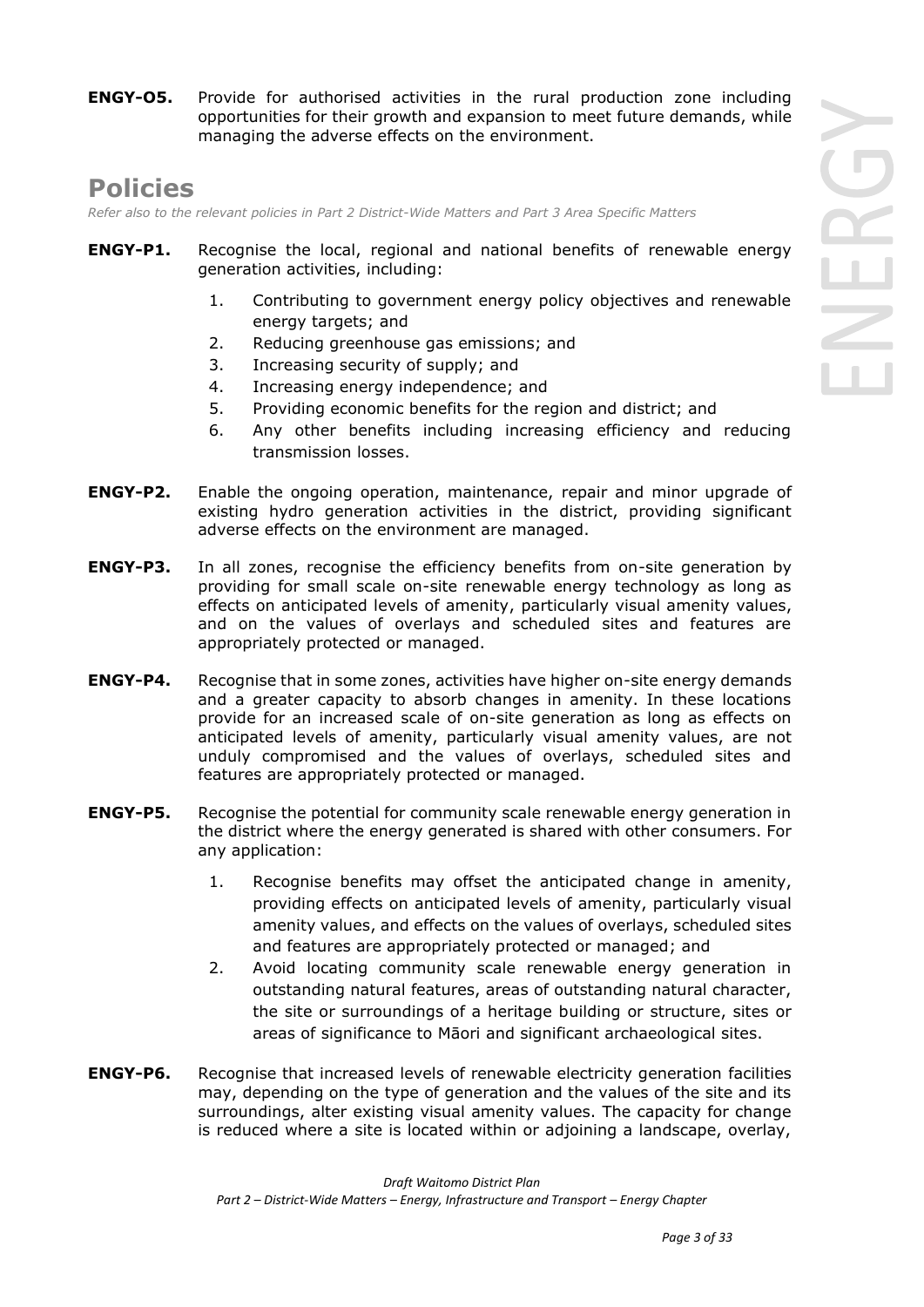**ENGY-O5.** Provide for authorised activities in the rural production zone including opportunities for their growth and expansion to meet future demands, while managing the adverse effects on the environment.

## Policies

*Refer also to the relevant policies in Part 2 District-Wide Matters and Part 3 Area Specific Matters*

**ENGY-P1.** Recognise the local, regional and national benefits of renewable energy generation activities, including:

1. Contributing to government energy policy objectives and renewable energy targets; and
2. Reducing greenhouse gas emissions; and
3. Increasing security of supply; and
4. Increasing energy independence; and
5. Providing economic benefits for the region and district; and
6. Any other benefits including increasing efficiency and reducing transmission losses.

**ENGY-P2.** Enable the ongoing operation, maintenance, repair and minor upgrade of existing hydro generation activities in the district, providing significant adverse effects on the environment are managed.

**ENGY-P3.** In all zones, recognise the efficiency benefits from on-site generation by providing for small scale on-site renewable energy technology as long as effects on anticipated levels of amenity, particularly visual amenity values, and on the values of overlays and scheduled sites and features are appropriately protected or managed.

**ENGY-P4.** Recognise that in some zones, activities have higher on-site energy demands and a greater capacity to absorb changes in amenity. In these locations provide for an increased scale of on-site generation as long as effects on anticipated levels of amenity, particularly visual amenity values, are not unduly compromised and the values of overlays, scheduled sites and features are appropriately protected or managed.

**ENGY-P5.** Recognise the potential for community scale renewable energy generation in the district where the energy generated is shared with other consumers. For any application:

1. Recognise benefits may offset the anticipated change in amenity, providing effects on anticipated levels of amenity, particularly visual amenity values, and effects on the values of overlays, scheduled sites and features are appropriately protected or managed; and
2. Avoid locating community scale renewable energy generation in outstanding natural features, areas of outstanding natural character, the site or surroundings of a heritage building or structure, sites or areas of significance to Māori and significant archaeological sites.

**ENGY-P6.** Recognise that increased levels of renewable electricity generation facilities may, depending on the type of generation and the values of the site and its surroundings, alter existing visual amenity values. The capacity for change is reduced where a site is located within or adjoining a landscape, overlay,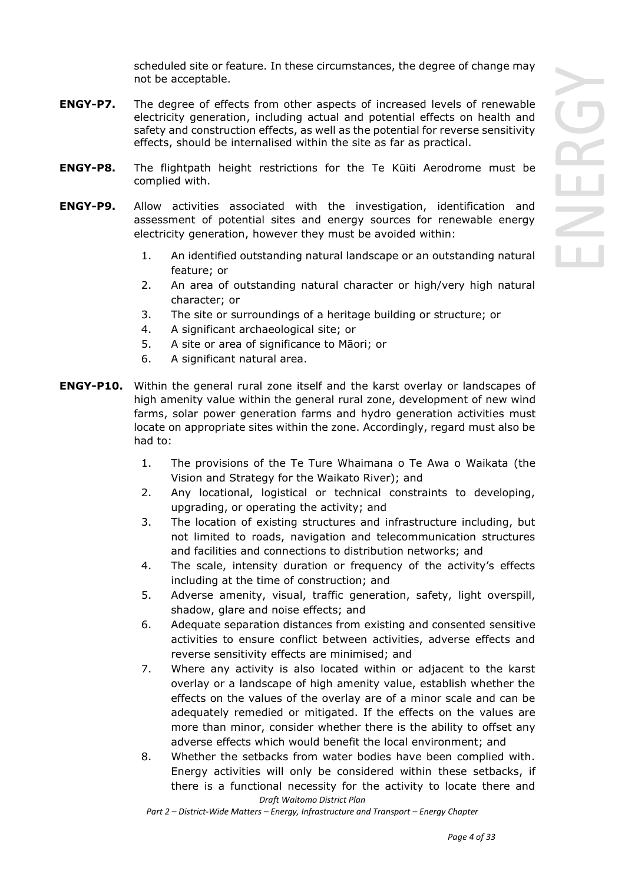scheduled site or feature. In these circumstances, the degree of change may not be acceptable.

**ENGY-P7.** The degree of effects from other aspects of increased levels of renewable electricity generation, including actual and potential effects on health and safety and construction effects, as well as the potential for reverse sensitivity effects, should be internalised within the site as far as practical.

**ENGY-P8.** The flightpath height restrictions for the Te Kūiti Aerodrome must be complied with.

**ENGY-P9.** Allow activities associated with the investigation, identification and assessment of potential sites and energy sources for renewable energy electricity generation, however they must be avoided within:

1. An identified outstanding natural landscape or an outstanding natural feature; or
2. An area of outstanding natural character or high/very high natural character; or
3. The site or surroundings of a heritage building or structure; or
4. A significant archaeological site; or
5. A site or area of significance to Māori; or
6. A significant natural area.

**ENGY-P10.** Within the general rural zone itself and the karst overlay or landscapes of high amenity value within the general rural zone, development of new wind farms, solar power generation farms and hydro generation activities must locate on appropriate sites within the zone. Accordingly, regard must also be had to:

1. The provisions of the Te Ture Whaimana o Te Awa o Waikata (the Vision and Strategy for the Waikato River); and
2. Any locational, logistical or technical constraints to developing, upgrading, or operating the activity; and
3. The location of existing structures and infrastructure including, but not limited to roads, navigation and telecommunication structures and facilities and connections to distribution networks; and
4. The scale, intensity duration or frequency of the activity's effects including at the time of construction; and
5. Adverse amenity, visual, traffic generation, safety, light overspill, shadow, glare and noise effects; and
6. Adequate separation distances from existing and consented sensitive activities to ensure conflict between activities, adverse effects and reverse sensitivity effects are minimised; and
7. Where any activity is also located within or adjacent to the karst overlay or a landscape of high amenity value, establish whether the effects on the values of the overlay are of a minor scale and can be adequately remedied or mitigated. If the effects on the values are more than minor, consider whether there is the ability to offset any adverse effects which would benefit the local environment; and
8. Whether the setbacks from water bodies have been complied with. Energy activities will only be considered within these setbacks, if there is a functional necessity for the activity to locate there and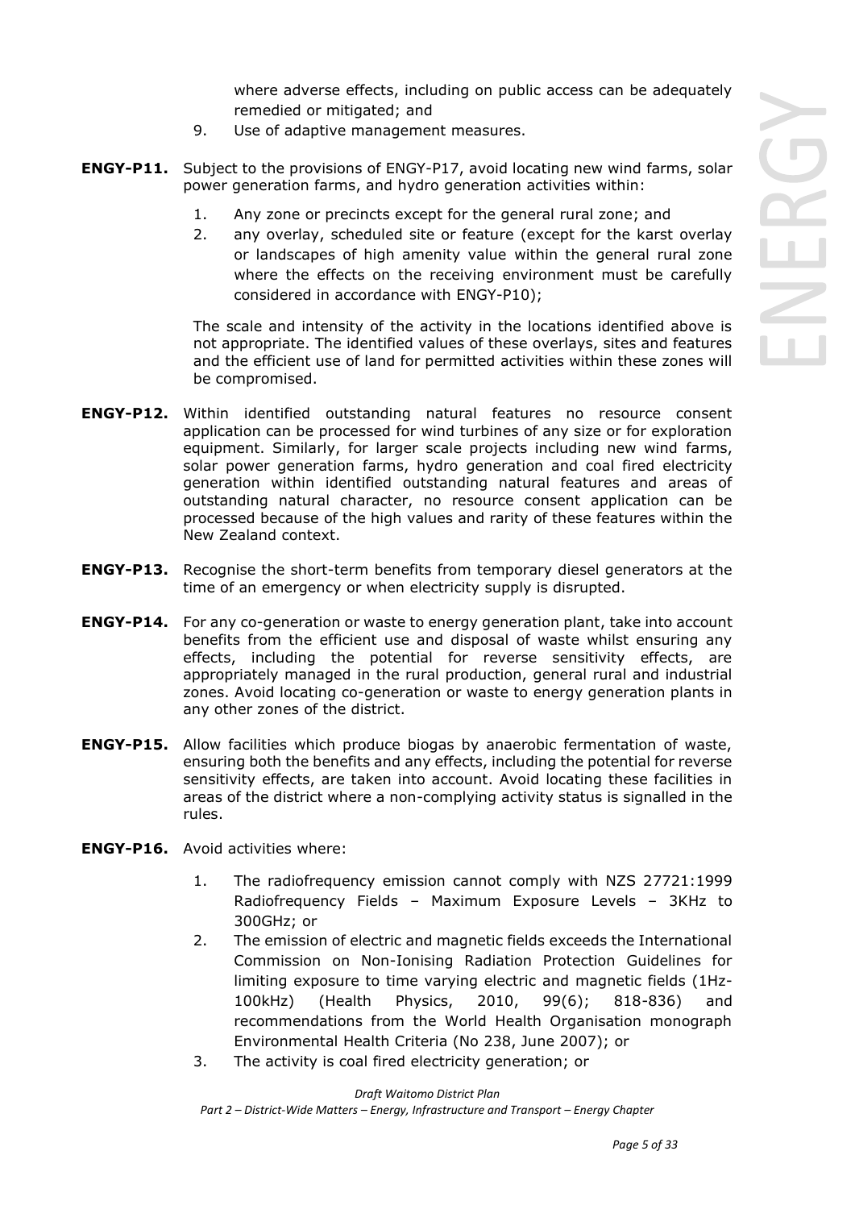where adverse effects, including on public access can be adequately remedied or mitigated; and

9. Use of adaptive management measures.

**ENGY-P11.** Subject to the provisions of ENGY-P17, avoid locating new wind farms, solar power generation farms, and hydro generation activities within:

1. Any zone or precincts except for the general rural zone; and
2. any overlay, scheduled site or feature (except for the karst overlay or landscapes of high amenity value within the general rural zone where the effects on the receiving environment must be carefully considered in accordance with ENGY-P10);

The scale and intensity of the activity in the locations identified above is not appropriate. The identified values of these overlays, sites and features and the efficient use of land for permitted activities within these zones will be compromised.

**ENGY-P12.** Within identified outstanding natural features no resource consent application can be processed for wind turbines of any size or for exploration equipment. Similarly, for larger scale projects including new wind farms, solar power generation farms, hydro generation and coal fired electricity generation within identified outstanding natural features and areas of outstanding natural character, no resource consent application can be processed because of the high values and rarity of these features within the New Zealand context.

**ENGY-P13.** Recognise the short-term benefits from temporary diesel generators at the time of an emergency or when electricity supply is disrupted.

**ENGY-P14.** For any co-generation or waste to energy generation plant, take into account benefits from the efficient use and disposal of waste whilst ensuring any effects, including the potential for reverse sensitivity effects, are appropriately managed in the rural production, general rural and industrial zones. Avoid locating co-generation or waste to energy generation plants in any other zones of the district.

**ENGY-P15.** Allow facilities which produce biogas by anaerobic fermentation of waste, ensuring both the benefits and any effects, including the potential for reverse sensitivity effects, are taken into account. Avoid locating these facilities in areas of the district where a non-complying activity status is signalled in the rules.

**ENGY-P16.** Avoid activities where:

1. The radiofrequency emission cannot comply with NZS 27721:1999 Radiofrequency Fields – Maximum Exposure Levels – 3KHz to 300GHz; or
2. The emission of electric and magnetic fields exceeds the International Commission on Non-Ionising Radiation Protection Guidelines for limiting exposure to time varying electric and magnetic fields (1Hz-100kHz) (Health Physics, 2010, 99(6); 818-836) and recommendations from the World Health Organisation monograph Environmental Health Criteria (No 238, June 2007); or
3. The activity is coal fired electricity generation; or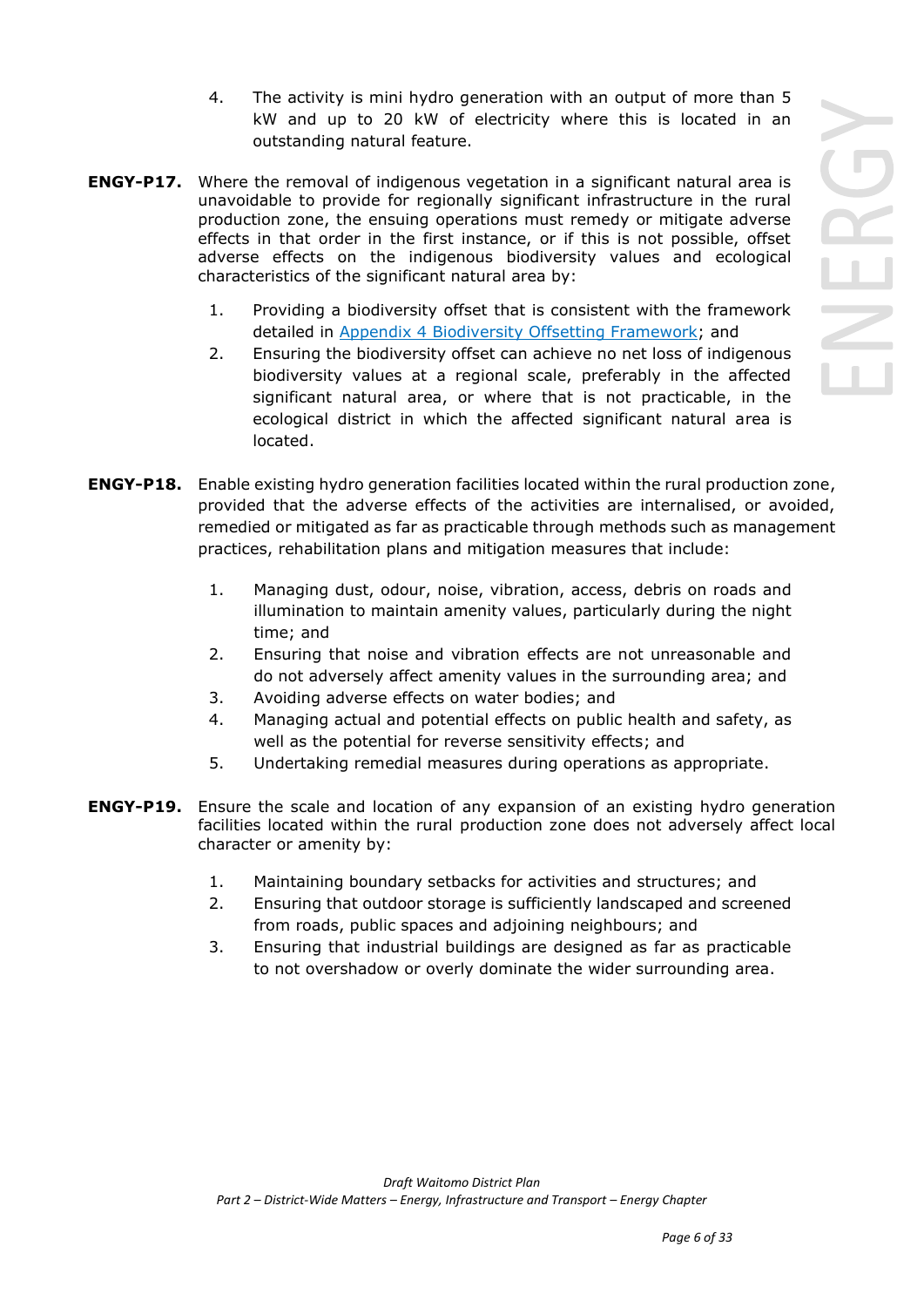4. The activity is mini hydro generation with an output of more than 5 kW and up to 20 kW of electricity where this is located in an outstanding natural feature.

**ENGY-P17.** Where the removal of indigenous vegetation in a significant natural area is unavoidable to provide for regionally significant infrastructure in the rural production zone, the ensuing operations must remedy or mitigate adverse effects in that order in the first instance, or if this is not possible, offset adverse effects on the indigenous biodiversity values and ecological characteristics of the significant natural area by:

1. Providing a biodiversity offset that is consistent with the framework detailed in [Appendix 4 Biodiversity Offsetting Framework]; and
2. Ensuring the biodiversity offset can achieve no net loss of indigenous biodiversity values at a regional scale, preferably in the affected significant natural area, or where that is not practicable, in the ecological district in which the affected significant natural area is located.

**ENGY-P18.** Enable existing hydro generation facilities located within the rural production zone, provided that the adverse effects of the activities are internalised, or avoided, remedied or mitigated as far as practicable through methods such as management practices, rehabilitation plans and mitigation measures that include:

1. Managing dust, odour, noise, vibration, access, debris on roads and illumination to maintain amenity values, particularly during the night time; and
2. Ensuring that noise and vibration effects are not unreasonable and do not adversely affect amenity values in the surrounding area; and
3. Avoiding adverse effects on water bodies; and
4. Managing actual and potential effects on public health and safety, as well as the potential for reverse sensitivity effects; and
5. Undertaking remedial measures during operations as appropriate.

**ENGY-P19.** Ensure the scale and location of any expansion of an existing hydro generation facilities located within the rural production zone does not adversely affect local character or amenity by:

1. Maintaining boundary setbacks for activities and structures; and
2. Ensuring that outdoor storage is sufficiently landscaped and screened from roads, public spaces and adjoining neighbours; and
3. Ensuring that industrial buildings are designed as far as practicable to not overshadow or overly dominate the wider surrounding area.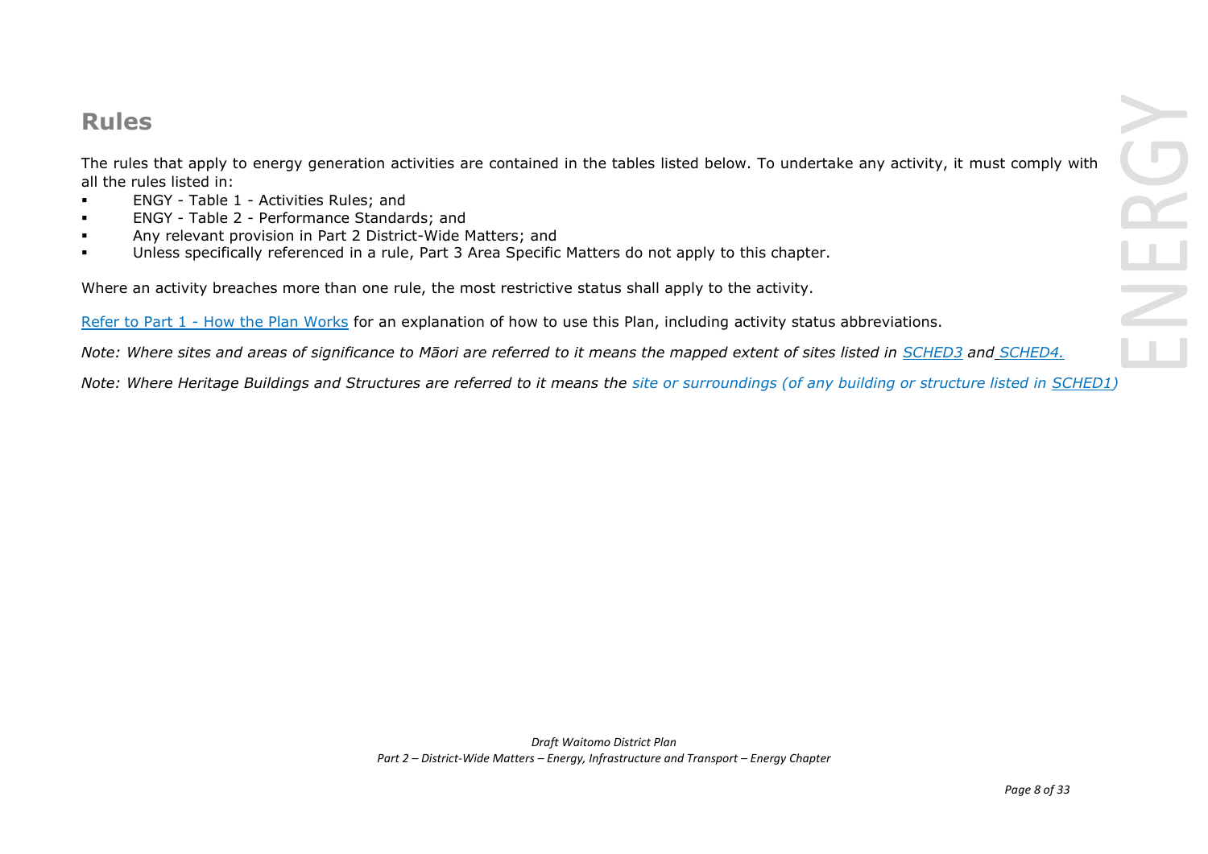## Rules

The rules that apply to energy generation activities are contained in the tables listed below. To undertake any activity, it must comply with all the rules listed in:

- ENGY - Table 1 - Activities Rules; and
- ENGY - Table 2 - Performance Standards; and
- Any relevant provision in Part 2 District-Wide Matters; and
- Unless specifically referenced in a rule, Part 3 Area Specific Matters do not apply to this chapter.

Where an activity breaches more than one rule, the most restrictive status shall apply to the activity.

Refer to Part 1 - How the Plan Works for an explanation of how to use this Plan, including activity status abbreviations.

*Note: Where sites and areas of significance to Māori are referred to it means the mapped extent of sites listed in SCHED3 and SCHED4.*

*Note: Where Heritage Buildings and Structures are referred to it means the site or surroundings (of any building or structure listed in SCHED1)*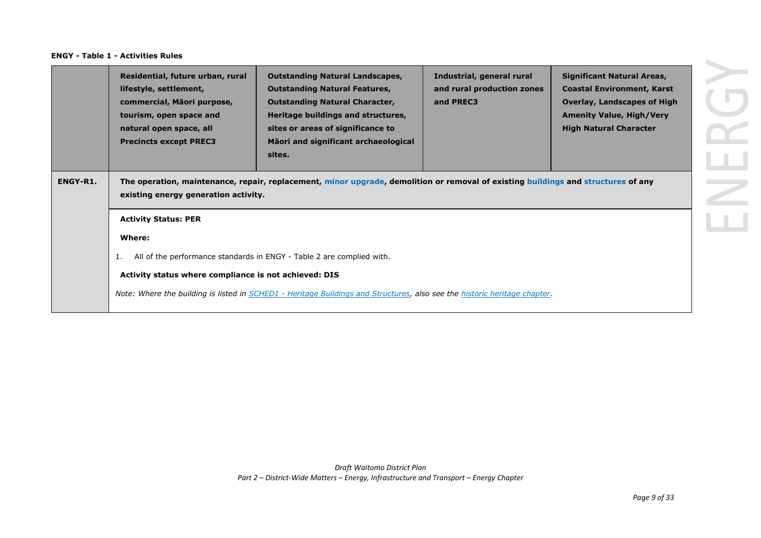**ENGY - Table 1 - Activities Rules**

| | Residential, future urban, rural lifestyle, settlement, commercial, Māori purpose, tourism, open space and natural open space, all Precincts except PREC3 | Outstanding Natural Landscapes, Outstanding Natural Features, Outstanding Natural Character, Heritage buildings and structures, sites or areas of significance to Māori and significant archaeological sites. | Industrial, general rural and rural production zones and PREC3 | Significant Natural Areas, Coastal Environment, Karst Overlay, Landscapes of High Amenity Value, High/Very High Natural Character |
|---|---|---|---|---|
| **ENGY-R1.** | **The operation, maintenance, repair, replacement, minor upgrade, demolition or removal of existing buildings and structures of any existing energy generation activity.** | | | |
| | **Activity Status: PER**<br><br>**Where:**<br><br>1. All of the performance standards in ENGY - Table 2 are complied with.<br><br>**Activity status where compliance is not achieved: DIS**<br><br>*Note: Where the building is listed in SCHED1 - Heritage Buildings and Structures, also see the historic heritage chapter.* | | | |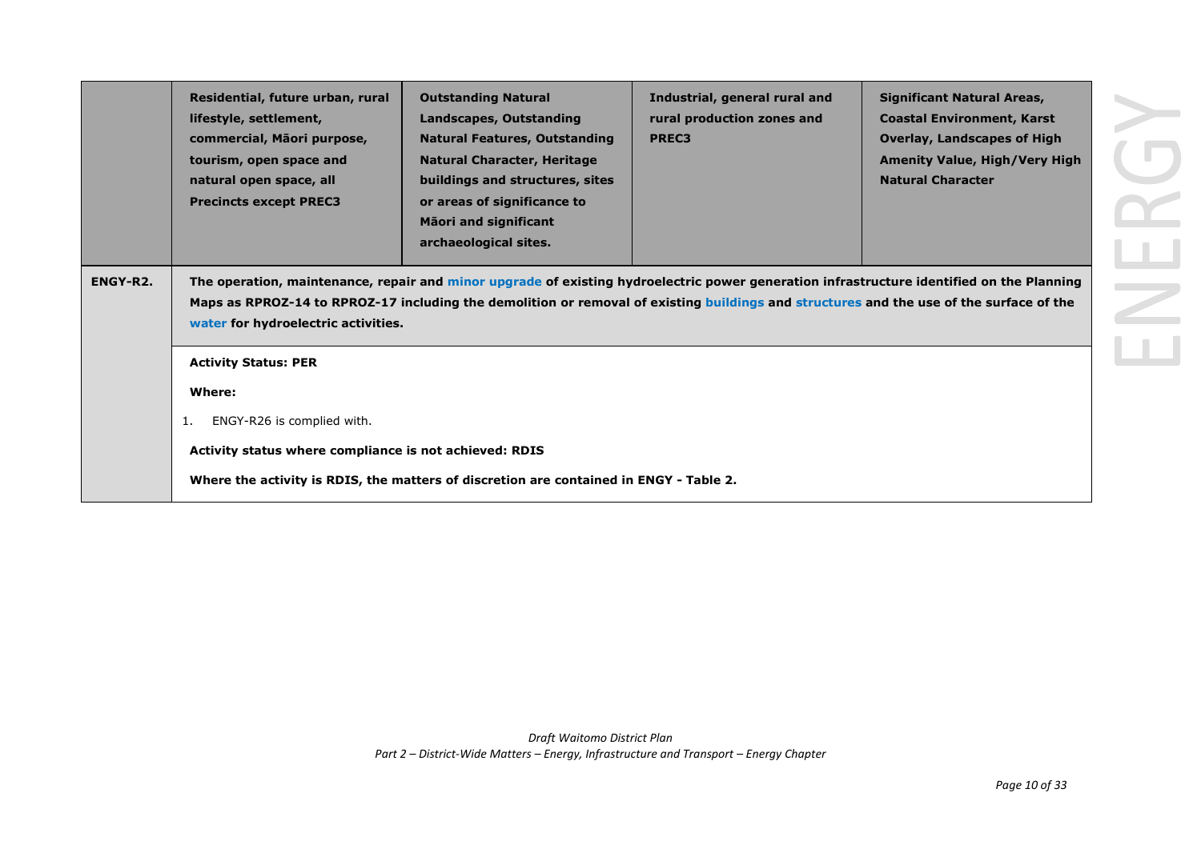| | Residential, future urban, rural lifestyle, settlement, commercial, Māori purpose, tourism, open space and natural open space, all Precincts except PREC3 | Outstanding Natural Landscapes, Outstanding Natural Features, Outstanding Natural Character, Heritage buildings and structures, sites or areas of significance to Māori and significant archaeological sites. | Industrial, general rural and rural production zones and PREC3 | Significant Natural Areas, Coastal Environment, Karst Overlay, Landscapes of High Amenity Value, High/Very High Natural Character |
|---|---|---|---|---|
| **ENGY-R2.** | **The operation, maintenance, repair and minor upgrade of existing hydroelectric power generation infrastructure identified on the Planning Maps as RPROZ-14 to RPROZ-17 including the demolition or removal of existing buildings and structures and the use of the surface of the water for hydroelectric activities.** | | | |
| | **Activity Status: PER**<br><br>**Where:**<br><br>1. ENGY-R26 is complied with.<br><br>**Activity status where compliance is not achieved: RDIS**<br><br>**Where the activity is RDIS, the matters of discretion are contained in ENGY - Table 2.** | | | |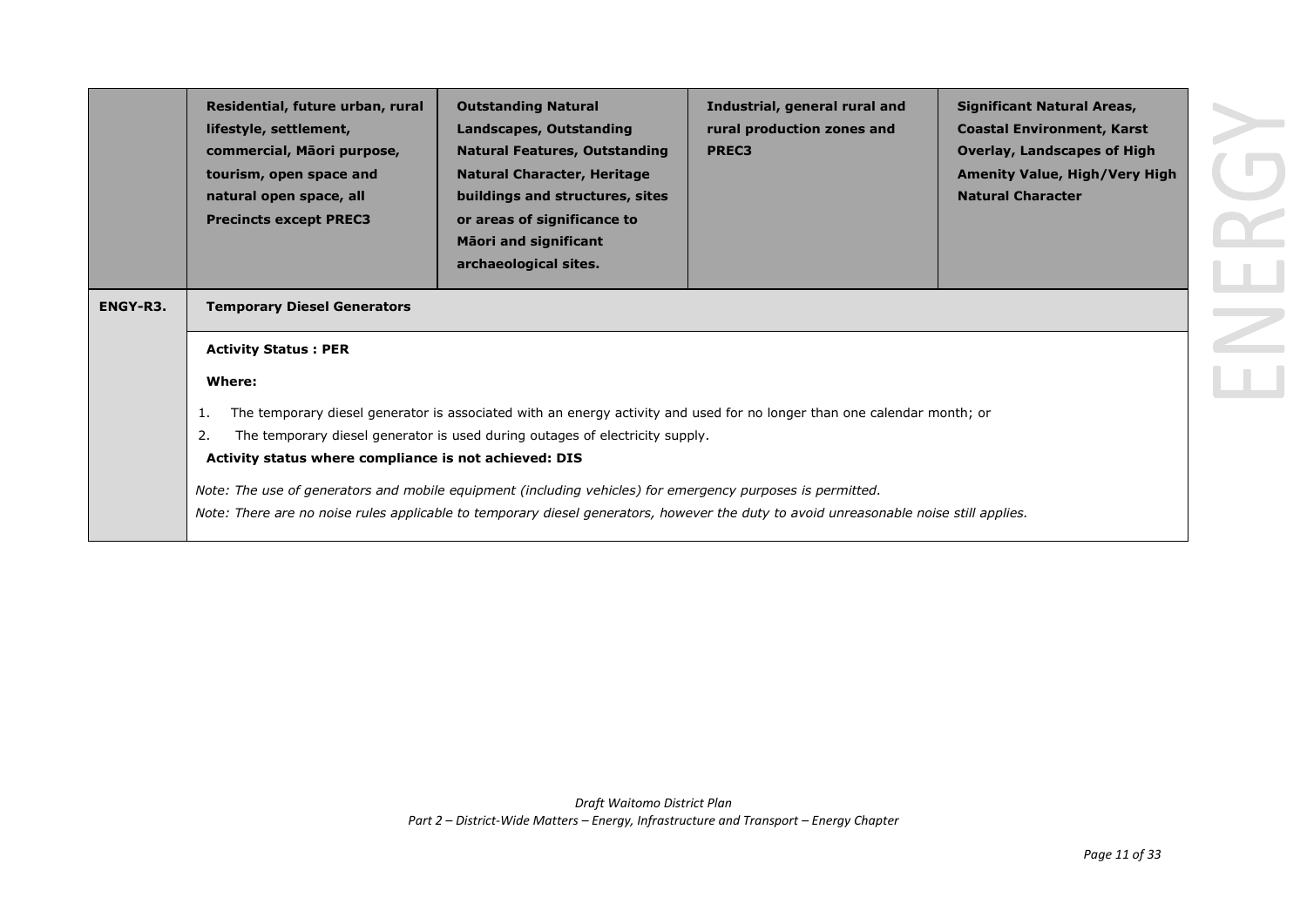| | Residential, future urban, rural lifestyle, settlement, commercial, Māori purpose, tourism, open space and natural open space, all Precincts except PREC3 | Outstanding Natural Landscapes, Outstanding Natural Features, Outstanding Natural Character, Heritage buildings and structures, sites or areas of significance to Māori and significant archaeological sites. | Industrial, general rural and rural production zones and PREC3 | Significant Natural Areas, Coastal Environment, Karst Overlay, Landscapes of High Amenity Value, High/Very High Natural Character |
|---|---|---|---|---|
| **ENGY-R3.** | **Temporary Diesel Generators** | | | |
| | **Activity Status : PER**<br><br>**Where:**<br><br>1. The temporary diesel generator is associated with an energy activity and used for no longer than one calendar month; or<br>2. The temporary diesel generator is used during outages of electricity supply.<br><br>**Activity status where compliance is not achieved: DIS**<br><br>*Note: The use of generators and mobile equipment (including vehicles) for emergency purposes is permitted.*<br>*Note: There are no noise rules applicable to temporary diesel generators, however the duty to avoid unreasonable noise still applies.* | | | |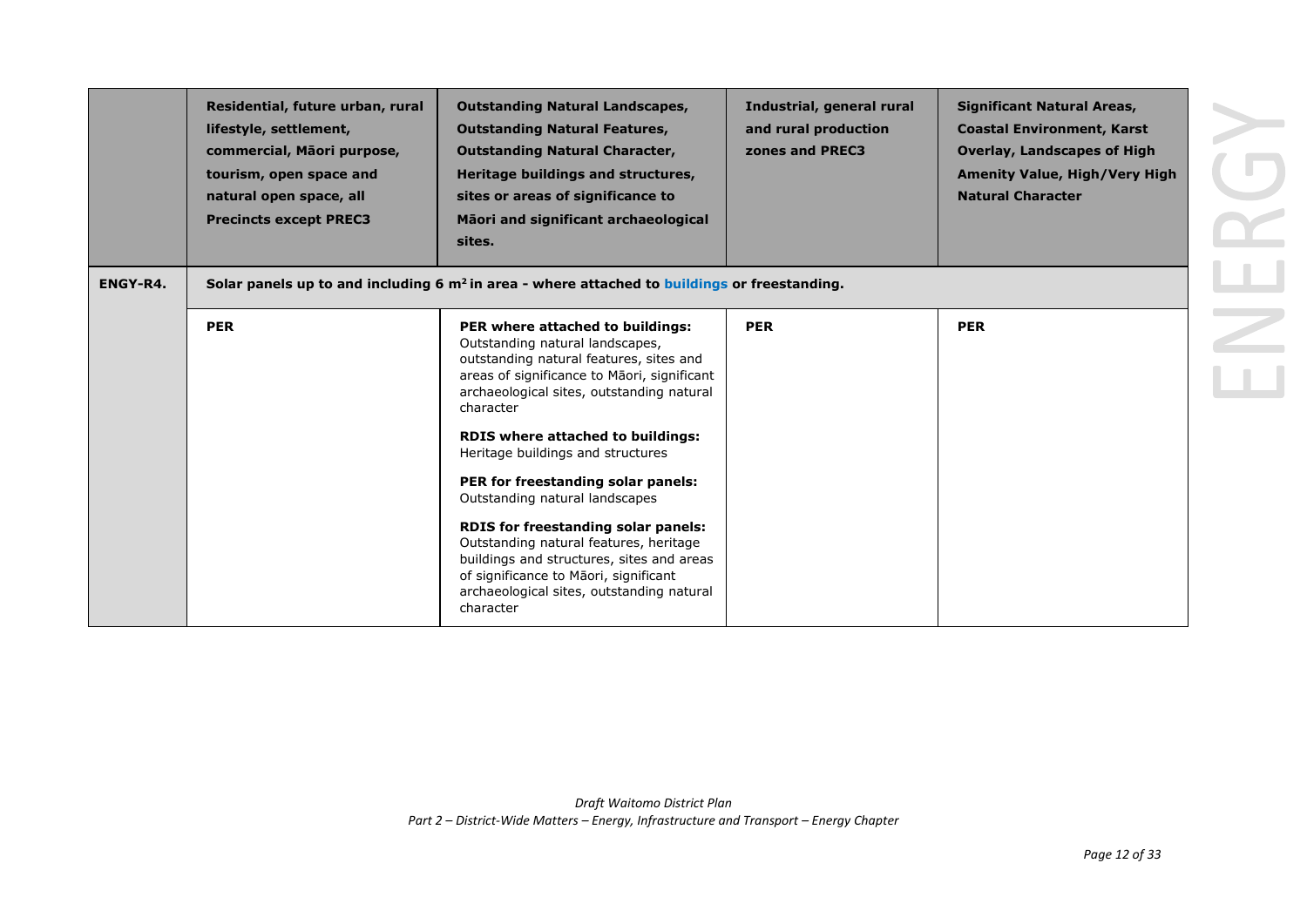| | Residential, future urban, rural lifestyle, settlement, commercial, Māori purpose, tourism, open space and natural open space, all Precincts except PREC3 | Outstanding Natural Landscapes, Outstanding Natural Features, Outstanding Natural Character, Heritage buildings and structures, sites or areas of significance to Māori and significant archaeological sites. | Industrial, general rural and rural production zones and PREC3 | Significant Natural Areas, Coastal Environment, Karst Overlay, Landscapes of High Amenity Value, High/Very High Natural Character |
|---|---|---|---|---|
| **ENGY-R4.** | **Solar panels up to and including 6 m$^2$ in area - where attached to buildings or freestanding.** | | | |
| | **PER** | **PER where attached to buildings:** Outstanding natural landscapes, outstanding natural features, sites and areas of significance to Māori, significant archaeological sites, outstanding natural character<br><br>**RDIS where attached to buildings:** Heritage buildings and structures<br><br>**PER for freestanding solar panels:** Outstanding natural landscapes<br><br>**RDIS for freestanding solar panels:** Outstanding natural features, heritage buildings and structures, sites and areas of significance to Māori, significant archaeological sites, outstanding natural character | **PER** | **PER** |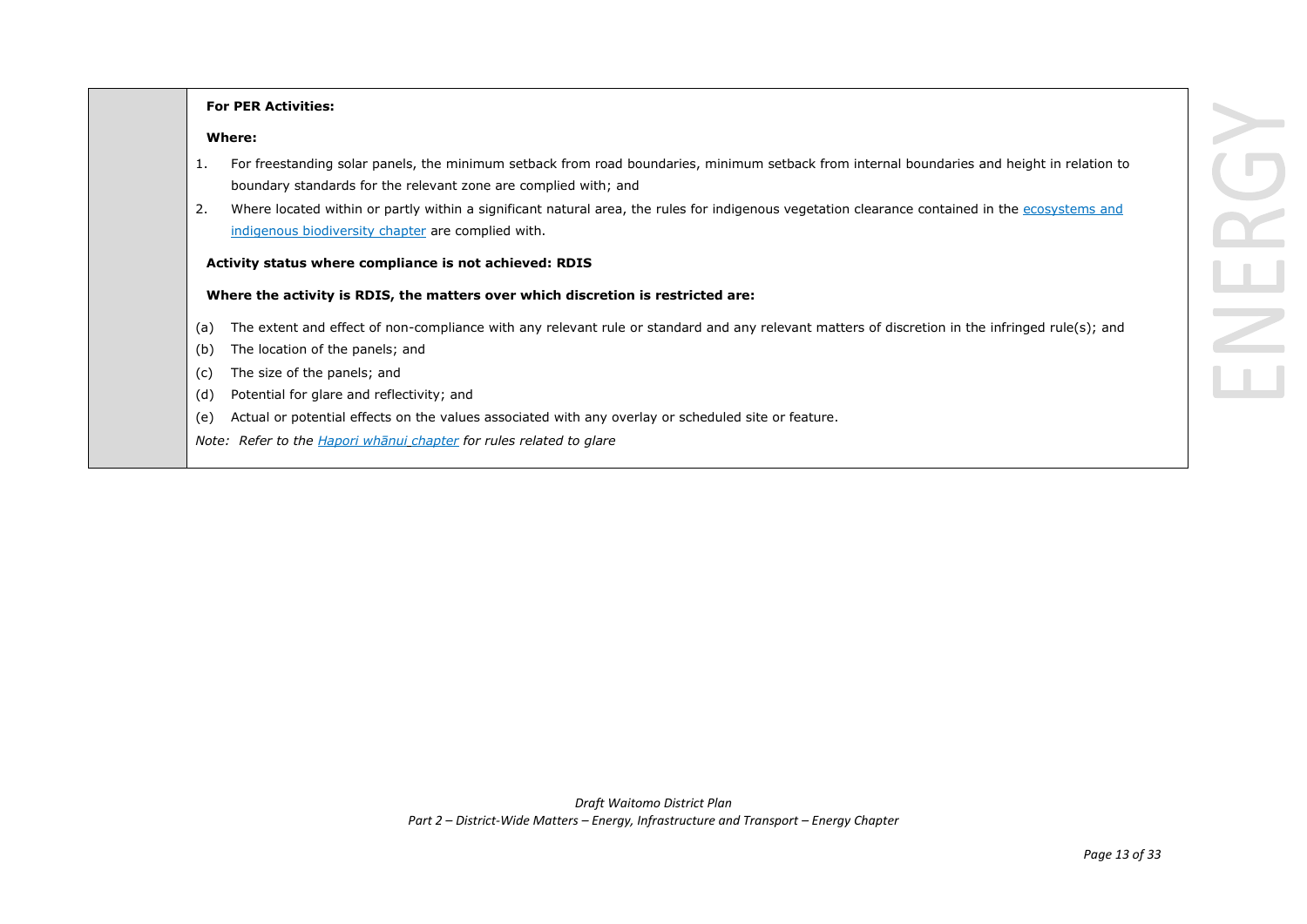| | **For PER Activities:**<br><br>**Where:**<br><br>1. For freestanding solar panels, the minimum setback from road boundaries, minimum setback from internal boundaries and height in relation to boundary standards for the relevant zone are complied with; and<br>2. Where located within or partly within a significant natural area, the rules for indigenous vegetation clearance contained in the [ecosystems and indigenous biodiversity chapter]() are complied with.<br><br>**Activity status where compliance is not achieved: RDIS**<br><br>**Where the activity is RDIS, the matters over which discretion is restricted are:**<br><br>(a) The extent and effect of non-compliance with any relevant rule or standard and any relevant matters of discretion in the infringed rule(s); and<br>(b) The location of the panels; and<br>(c) The size of the panels; and<br>(d) Potential for glare and reflectivity; and<br>(e) Actual or potential effects on the values associated with any overlay or scheduled site or feature.<br><br>*Note: Refer to the [Hapori whānui chapter]() for rules related to glare* |
|---|---|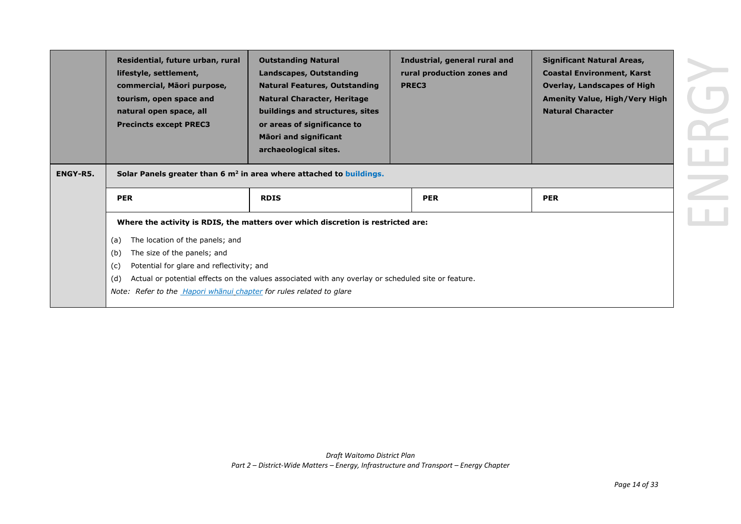| | Residential, future urban, rural lifestyle, settlement, commercial, Māori purpose, tourism, open space and natural open space, all Precincts except PREC3 | Outstanding Natural Landscapes, Outstanding Natural Features, Outstanding Natural Character, Heritage buildings and structures, sites or areas of significance to Māori and significant archaeological sites. | Industrial, general rural and rural production zones and PREC3 | Significant Natural Areas, Coastal Environment, Karst Overlay, Landscapes of High Amenity Value, High/Very High Natural Character |
|---|---|---|---|---|
| **ENGY-R5.** | **Solar Panels greater than 6 m² in area where attached to buildings.** | | | |
| | **PER** | **RDIS** | **PER** | **PER** |
| | **Where the activity is RDIS, the matters over which discretion is restricted are:**<br>(a) The location of the panels; and<br>(b) The size of the panels; and<br>(c) Potential for glare and reflectivity; and<br>(d) Actual or potential effects on the values associated with any overlay or scheduled site or feature.<br>*Note: Refer to the Hapori whānui chapter for rules related to glare* | | | |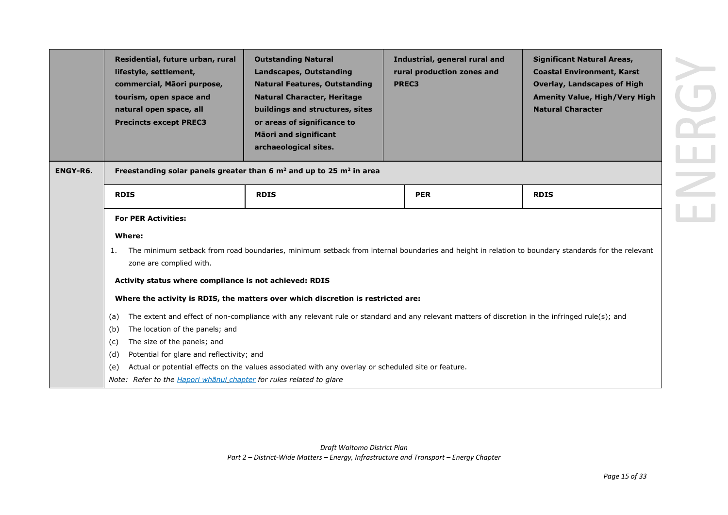| | Residential, future urban, rural lifestyle, settlement, commercial, Māori purpose, tourism, open space and natural open space, all Precincts except PREC3 | Outstanding Natural Landscapes, Outstanding Natural Features, Outstanding Natural Character, Heritage buildings and structures, sites or areas of significance to Māori and significant archaeological sites. | Industrial, general rural and rural production zones and PREC3 | Significant Natural Areas, Coastal Environment, Karst Overlay, Landscapes of High Amenity Value, High/Very High Natural Character |
|---|---|---|---|---|
| **ENGY-R6.** | **Freestanding solar panels greater than 6 m² and up to 25 m² in area** | | | |
| | **RDIS** | **RDIS** | **PER** | **RDIS** |

**For PER Activities:**

**Where:**

1. The minimum setback from road boundaries, minimum setback from internal boundaries and height in relation to boundary standards for the relevant zone are complied with.

**Activity status where compliance is not achieved: RDIS**

**Where the activity is RDIS, the matters over which discretion is restricted are:**

(a) The extent and effect of non-compliance with any relevant rule or standard and any relevant matters of discretion in the infringed rule(s); and

(b) The location of the panels; and

(c) The size of the panels; and

(d) Potential for glare and reflectivity; and

(e) Actual or potential effects on the values associated with any overlay or scheduled site or feature.

*Note: Refer to the Hapori whānui chapter for rules related to glare*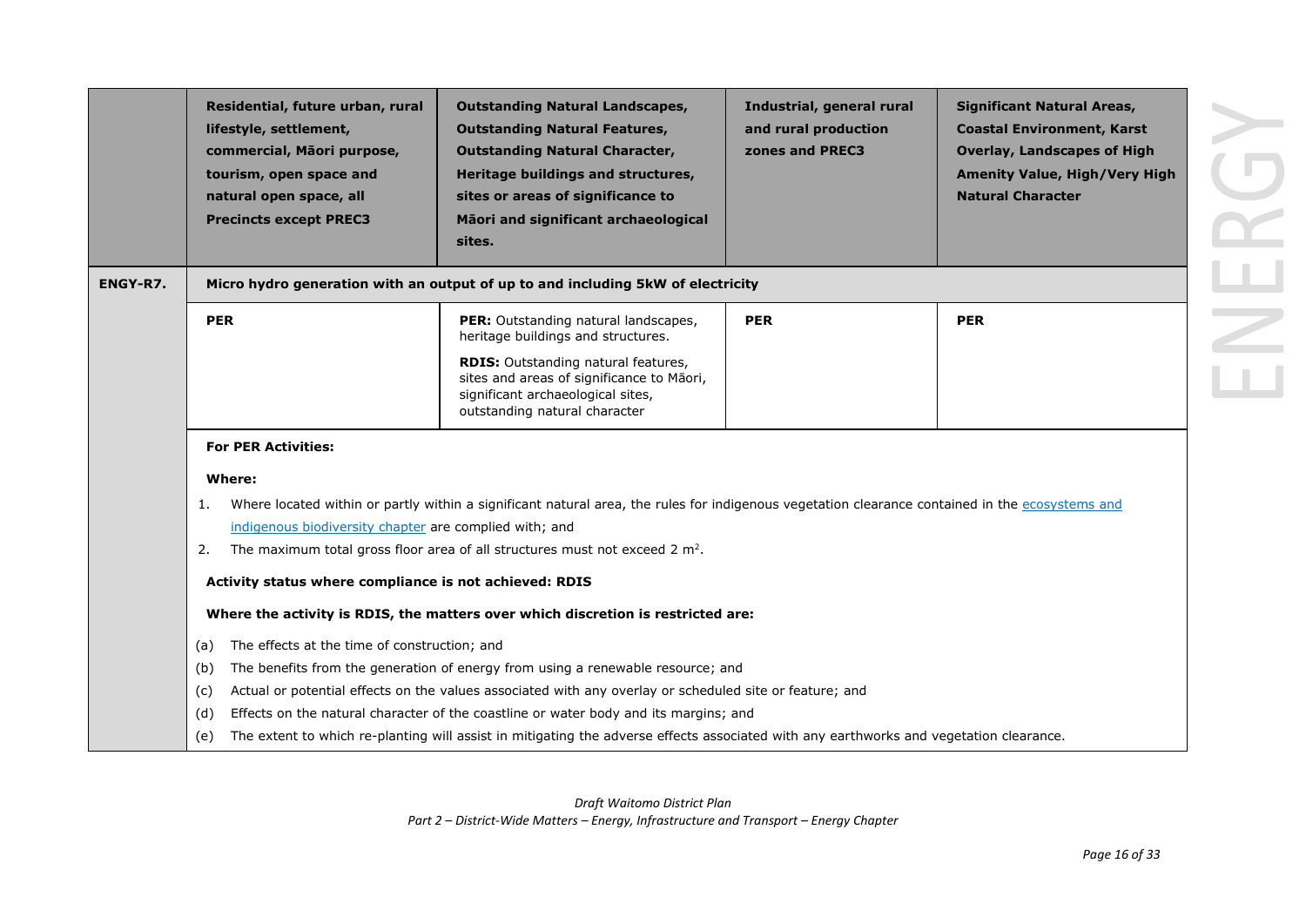| | Residential, future urban, rural lifestyle, settlement, commercial, Māori purpose, tourism, open space and natural open space, all Precincts except PREC3 | Outstanding Natural Landscapes, Outstanding Natural Features, Outstanding Natural Character, Heritage buildings and structures, sites or areas of significance to Māori and significant archaeological sites. | Industrial, general rural and rural production zones and PREC3 | Significant Natural Areas, Coastal Environment, Karst Overlay, Landscapes of High Amenity Value, High/Very High Natural Character |
|---|---|---|---|---|
| **ENGY-R7.** | **Micro hydro generation with an output of up to and including 5kW of electricity** | | | |
| | **PER** | **PER:** Outstanding natural landscapes, heritage buildings and structures.<br><br>**RDIS:** Outstanding natural features, sites and areas of significance to Māori, significant archaeological sites, outstanding natural character | **PER** | **PER** |
| | **For PER Activities:**<br><br>**Where:**<br><br>1. Where located within or partly within a significant natural area, the rules for indigenous vegetation clearance contained in the ecosystems and indigenous biodiversity chapter are complied with; and<br>2. The maximum total gross floor area of all structures must not exceed 2 m$^2$.<br><br>**Activity status where compliance is not achieved: RDIS**<br><br>**Where the activity is RDIS, the matters over which discretion is restricted are:**<br><br>(a) The effects at the time of construction; and<br>(b) The benefits from the generation of energy from using a renewable resource; and<br>(c) Actual or potential effects on the values associated with any overlay or scheduled site or feature; and<br>(d) Effects on the natural character of the coastline or water body and its margins; and<br>(e) The extent to which re-planting will assist in mitigating the adverse effects associated with any earthworks and vegetation clearance. | | | |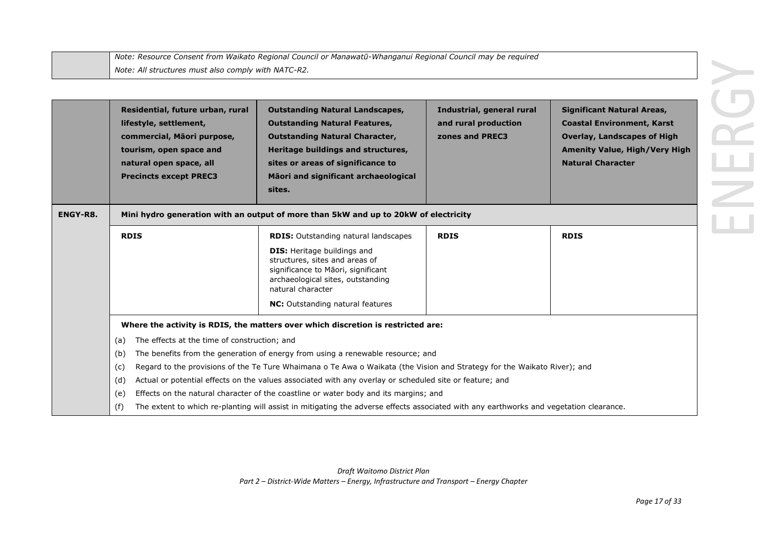| | Note: Resource Consent from Waikato Regional Council or Manawatū-Whanganui Regional Council may be required<br>Note: All structures must also comply with NATC-R2. |
|---|---|

| | Residential, future urban, rural lifestyle, settlement, commercial, Māori purpose, tourism, open space and natural open space, all Precincts except PREC3 | Outstanding Natural Landscapes, Outstanding Natural Features, Outstanding Natural Character, Heritage buildings and structures, sites or areas of significance to Māori and significant archaeological sites. | Industrial, general rural and rural production zones and PREC3 | Significant Natural Areas, Coastal Environment, Karst Overlay, Landscapes of High Amenity Value, High/Very High Natural Character |
|---|---|---|---|---|
| **ENGY-R8.** | **Mini hydro generation with an output of more than 5kW and up to 20kW of electricity** | | | |
| | **RDIS** | **RDIS:** Outstanding natural landscapes<br>**DIS:** Heritage buildings and structures, sites and areas of significance to Māori, significant archaeological sites, outstanding natural character<br>**NC:** Outstanding natural features | **RDIS** | **RDIS** |
| | **Where the activity is RDIS, the matters over which discretion is restricted are:**<br>(a) The effects at the time of construction; and<br>(b) The benefits from the generation of energy from using a renewable resource; and<br>(c) Regard to the provisions of the Te Ture Whaimana o Te Awa o Waikata (the Vision and Strategy for the Waikato River); and<br>(d) Actual or potential effects on the values associated with any overlay or scheduled site or feature; and<br>(e) Effects on the natural character of the coastline or water body and its margins; and<br>(f) The extent to which re-planting will assist in mitigating the adverse effects associated with any earthworks and vegetation clearance. | | | |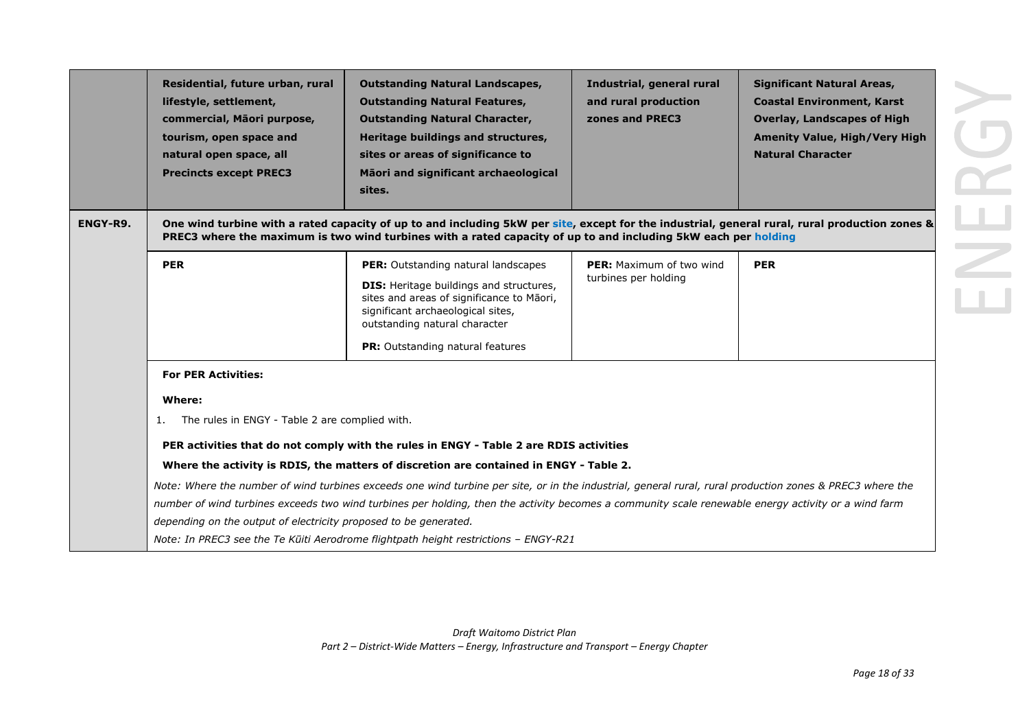| | Residential, future urban, rural lifestyle, settlement, commercial, Māori purpose, tourism, open space and natural open space, all Precincts except PREC3 | Outstanding Natural Landscapes, Outstanding Natural Features, Outstanding Natural Character, Heritage buildings and structures, sites or areas of significance to Māori and significant archaeological sites. | Industrial, general rural and rural production zones and PREC3 | Significant Natural Areas, Coastal Environment, Karst Overlay, Landscapes of High Amenity Value, High/Very High Natural Character |
|---|---|---|---|---|
| **ENGY-R9.** | **One wind turbine with a rated capacity of up to and including 5kW per site, except for the industrial, general rural, rural production zones & PREC3 where the maximum is two wind turbines with a rated capacity of up to and including 5kW each per holding** | | | |
| | **PER** | **PER:** Outstanding natural landscapes<br><br>**DIS:** Heritage buildings and structures, sites and areas of significance to Māori, significant archaeological sites, outstanding natural character<br><br>**PR:** Outstanding natural features | **PER:** Maximum of two wind turbines per holding | **PER** |
| | **For PER Activities:**<br><br>**Where:**<br><br>1. The rules in ENGY - Table 2 are complied with.<br><br>**PER activities that do not comply with the rules in ENGY - Table 2 are RDIS activities**<br><br>**Where the activity is RDIS, the matters of discretion are contained in ENGY - Table 2.**<br><br>*Note: Where the number of wind turbines exceeds one wind turbine per site, or in the industrial, general rural, rural production zones & PREC3 where the number of wind turbines exceeds two wind turbines per holding, then the activity becomes a community scale renewable energy activity or a wind farm depending on the output of electricity proposed to be generated.*<br><br>*Note: In PREC3 see the Te Kūiti Aerodrome flightpath height restrictions – ENGY-R21* | | | |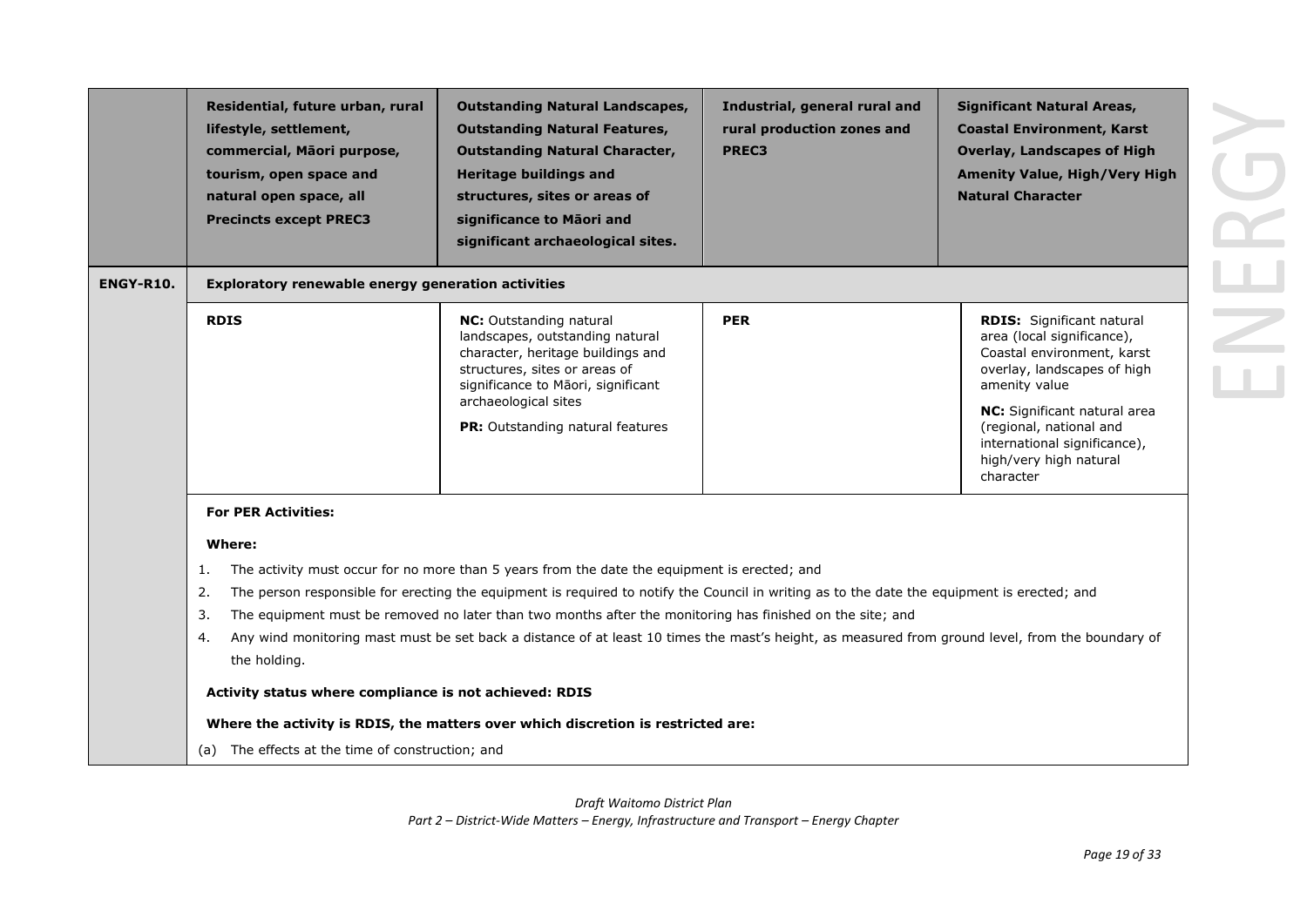| | Residential, future urban, rural lifestyle, settlement, commercial, Māori purpose, tourism, open space and natural open space, all Precincts except PREC3 | Outstanding Natural Landscapes, Outstanding Natural Features, Outstanding Natural Character, Heritage buildings and structures, sites or areas of significance to Māori and significant archaeological sites. | Industrial, general rural and rural production zones and PREC3 | Significant Natural Areas, Coastal Environment, Karst Overlay, Landscapes of High Amenity Value, High/Very High Natural Character |
|---|---|---|---|---|
| **ENGY-R10.** | **Exploratory renewable energy generation activities** | | | |
| | **RDIS** | **NC:** Outstanding natural landscapes, outstanding natural character, heritage buildings and structures, sites or areas of significance to Māori, significant archaeological sites<br><br>**PR:** Outstanding natural features | **PER** | **RDIS:** Significant natural area (local significance), Coastal environment, karst overlay, landscapes of high amenity value<br><br>**NC:** Significant natural area (regional, national and international significance), high/very high natural character |
| | **For PER Activities:**<br><br>**Where:**<br><br>1. The activity must occur for no more than 5 years from the date the equipment is erected; and<br>2. The person responsible for erecting the equipment is required to notify the Council in writing as to the date the equipment is erected; and<br>3. The equipment must be removed no later than two months after the monitoring has finished on the site; and<br>4. Any wind monitoring mast must be set back a distance of at least 10 times the mast's height, as measured from ground level, from the boundary of the holding.<br><br>**Activity status where compliance is not achieved: RDIS**<br><br>**Where the activity is RDIS, the matters over which discretion is restricted are:**<br><br>(a) The effects at the time of construction; and | | | |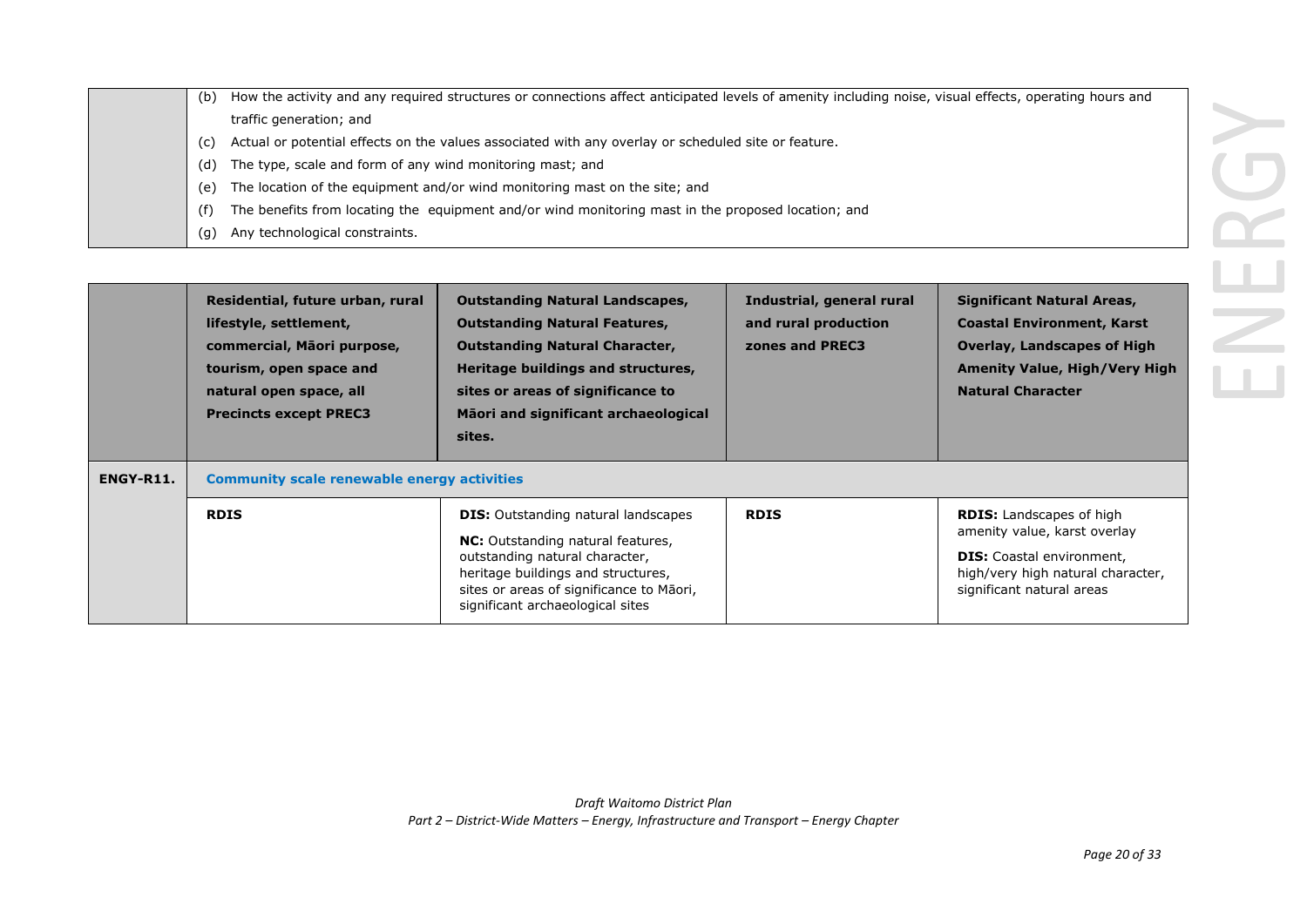| | |
|---|---|
| | (b) How the activity and any required structures or connections affect anticipated levels of amenity including noise, visual effects, operating hours and traffic generation; and<br>(c) Actual or potential effects on the values associated with any overlay or scheduled site or feature.<br>(d) The type, scale and form of any wind monitoring mast; and<br>(e) The location of the equipment and/or wind monitoring mast on the site; and<br>(f) The benefits from locating the equipment and/or wind monitoring mast in the proposed location; and<br>(g) Any technological constraints. |

| | **Residential, future urban, rural lifestyle, settlement, commercial, Māori purpose, tourism, open space and natural open space, all Precincts except PREC3** | **Outstanding Natural Landscapes, Outstanding Natural Features, Outstanding Natural Character, Heritage buildings and structures, sites or areas of significance to Māori and significant archaeological sites.** | **Industrial, general rural and rural production zones and PREC3** | **Significant Natural Areas, Coastal Environment, Karst Overlay, Landscapes of High Amenity Value, High/Very High Natural Character** |
|---|---|---|---|---|
| **ENGY-R11.** | **Community scale renewable energy activities** | | | |
| | **RDIS** | **DIS:** Outstanding natural landscapes<br>**NC:** Outstanding natural features, outstanding natural character, heritage buildings and structures, sites or areas of significance to Māori, significant archaeological sites | **RDIS** | **RDIS:** Landscapes of high amenity value, karst overlay<br>**DIS:** Coastal environment, high/very high natural character, significant natural areas |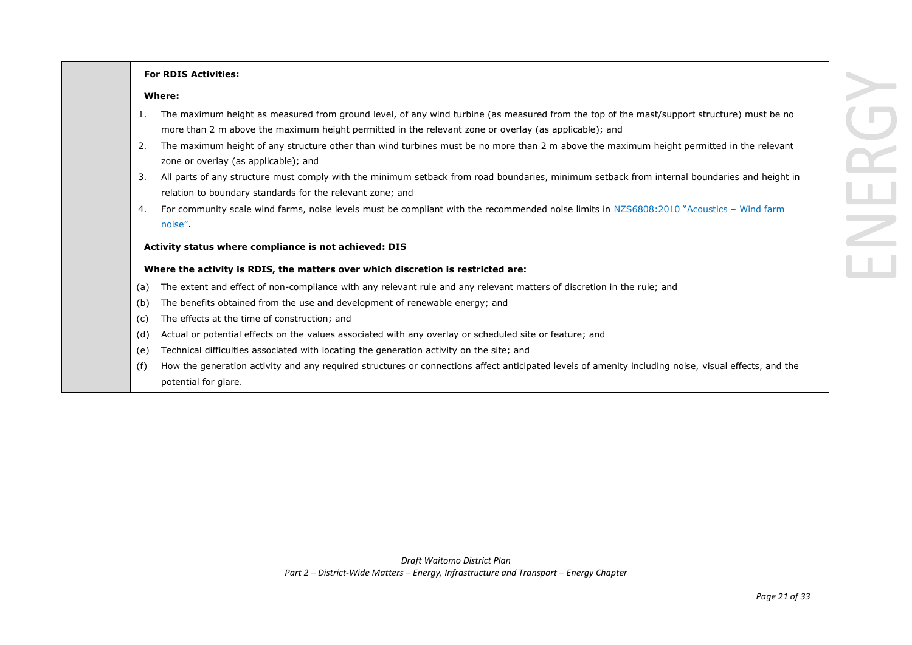**For RDIS Activities:**

**Where:**

1. The maximum height as measured from ground level, of any wind turbine (as measured from the top of the mast/support structure) must be no more than 2 m above the maximum height permitted in the relevant zone or overlay (as applicable); and
2. The maximum height of any structure other than wind turbines must be no more than 2 m above the maximum height permitted in the relevant zone or overlay (as applicable); and
3. All parts of any structure must comply with the minimum setback from road boundaries, minimum setback from internal boundaries and height in relation to boundary standards for the relevant zone; and
4. For community scale wind farms, noise levels must be compliant with the recommended noise limits in NZS6808:2010 "Acoustics – Wind farm noise".

**Activity status where compliance is not achieved: DIS**

**Where the activity is RDIS, the matters over which discretion is restricted are:**

(a) The extent and effect of non-compliance with any relevant rule and any relevant matters of discretion in the rule; and

(b) The benefits obtained from the use and development of renewable energy; and

(c) The effects at the time of construction; and

(d) Actual or potential effects on the values associated with any overlay or scheduled site or feature; and

(e) Technical difficulties associated with locating the generation activity on the site; and

(f) How the generation activity and any required structures or connections affect anticipated levels of amenity including noise, visual effects, and the potential for glare.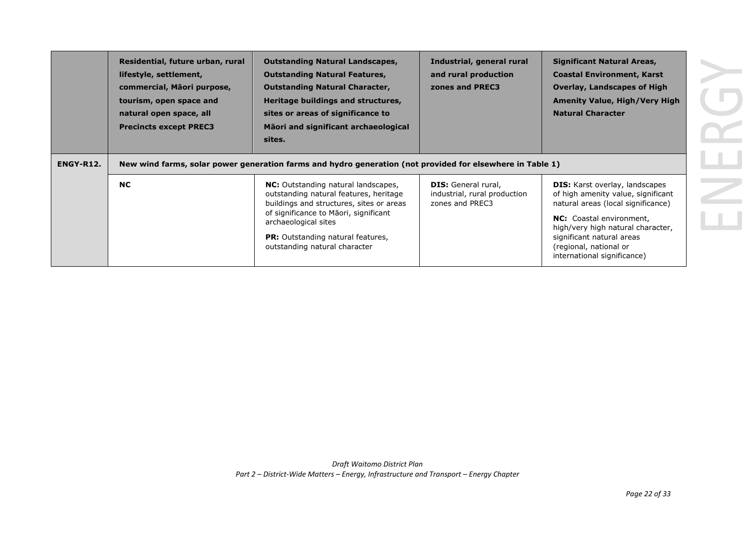| | Residential, future urban, rural lifestyle, settlement, commercial, Māori purpose, tourism, open space and natural open space, all Precincts except PREC3 | Outstanding Natural Landscapes, Outstanding Natural Features, Outstanding Natural Character, Heritage buildings and structures, sites or areas of significance to Māori and significant archaeological sites. | Industrial, general rural and rural production zones and PREC3 | Significant Natural Areas, Coastal Environment, Karst Overlay, Landscapes of High Amenity Value, High/Very High Natural Character |
|---|---|---|---|---|
| **ENGY-R12.** | **New wind farms, solar power generation farms and hydro generation (not provided for elsewhere in Table 1)** | | | |
| | **NC** | **NC:** Outstanding natural landscapes, outstanding natural features, heritage buildings and structures, sites or areas of significance to Māori, significant archaeological sites<br><br>**PR:** Outstanding natural features, outstanding natural character | **DIS:** General rural, industrial, rural production zones and PREC3 | **DIS:** Karst overlay, landscapes of high amenity value, significant natural areas (local significance)<br><br>**NC:** Coastal environment, high/very high natural character, significant natural areas (regional, national or international significance) |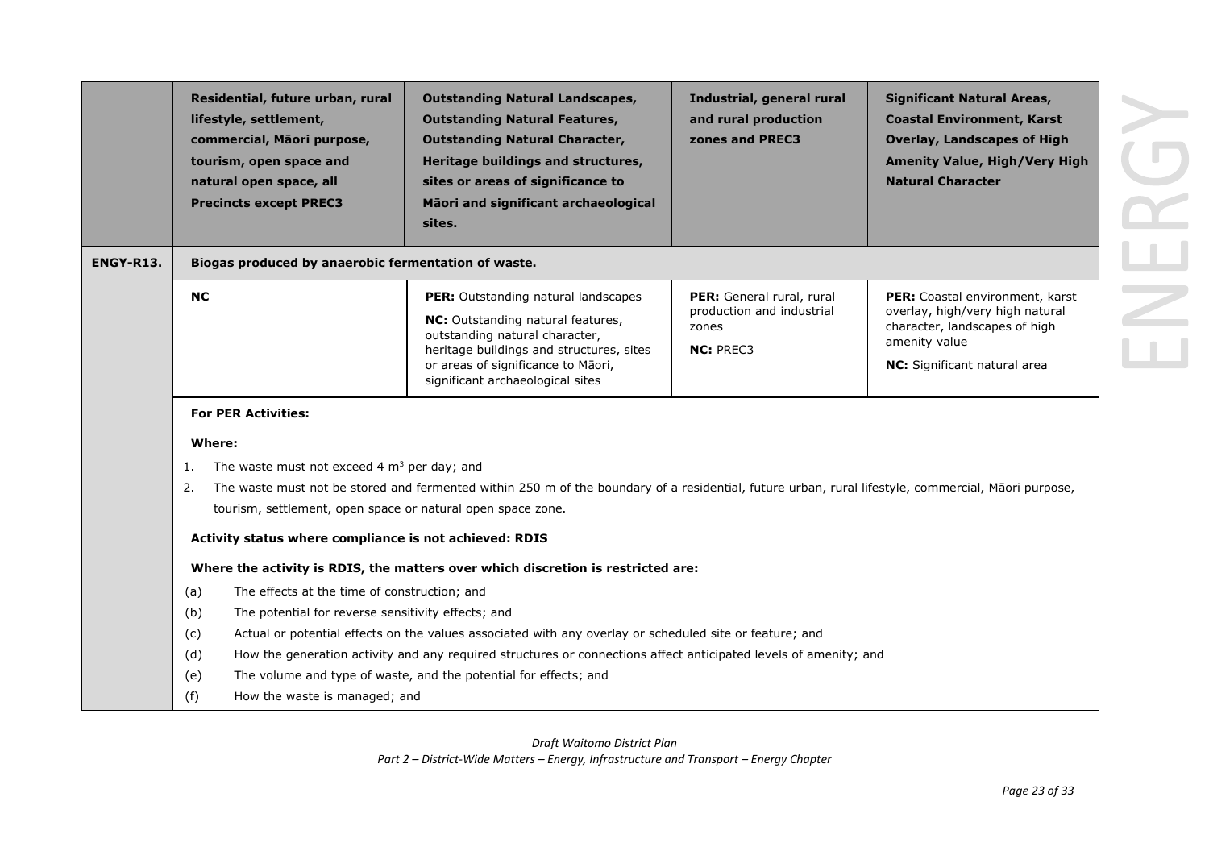| | Residential, future urban, rural lifestyle, settlement, commercial, Māori purpose, tourism, open space and natural open space, all Precincts except PREC3 | Outstanding Natural Landscapes, Outstanding Natural Features, Outstanding Natural Character, Heritage buildings and structures, sites or areas of significance to Māori and significant archaeological sites. | Industrial, general rural and rural production zones and PREC3 | Significant Natural Areas, Coastal Environment, Karst Overlay, Landscapes of High Amenity Value, High/Very High Natural Character |
|---|---|---|---|---|
| **ENGY-R13.** | **Biogas produced by anaerobic fermentation of waste.** | | | |
| | **NC** | **PER:** Outstanding natural landscapes<br><br>**NC:** Outstanding natural features, outstanding natural character, heritage buildings and structures, sites or areas of significance to Māori, significant archaeological sites | **PER:** General rural, rural production and industrial zones<br><br>**NC:** PREC3 | **PER:** Coastal environment, karst overlay, high/very high natural character, landscapes of high amenity value<br><br>**NC:** Significant natural area |
| | **For PER Activities:**<br><br>**Where:**<br><br>1. The waste must not exceed 4 $m^3$ per day; and<br>2. The waste must not be stored and fermented within 250 m of the boundary of a residential, future urban, rural lifestyle, commercial, Māori purpose, tourism, settlement, open space or natural open space zone.<br><br>**Activity status where compliance is not achieved: RDIS**<br><br>**Where the activity is RDIS, the matters over which discretion is restricted are:**<br><br>(a) The effects at the time of construction; and<br>(b) The potential for reverse sensitivity effects; and<br>(c) Actual or potential effects on the values associated with any overlay or scheduled site or feature; and<br>(d) How the generation activity and any required structures or connections affect anticipated levels of amenity; and<br>(e) The volume and type of waste, and the potential for effects; and<br>(f) How the waste is managed; and | | | |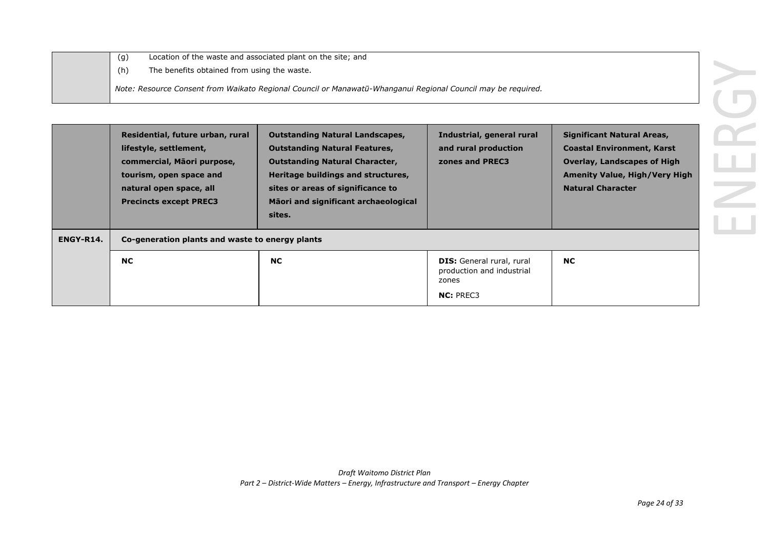| | |
|---|---|
| | (g) Location of the waste and associated plant on the site; and<br>(h) The benefits obtained from using the waste.<br>*Note: Resource Consent from Waikato Regional Council or Manawatū-Whanganui Regional Council may be required.* |

| | **Residential, future urban, rural lifestyle, settlement, commercial, Māori purpose, tourism, open space and natural open space, all Precincts except PREC3** | **Outstanding Natural Landscapes, Outstanding Natural Features, Outstanding Natural Character, Heritage buildings and structures, sites or areas of significance to Māori and significant archaeological sites.** | **Industrial, general rural and rural production zones and PREC3** | **Significant Natural Areas, Coastal Environment, Karst Overlay, Landscapes of High Amenity Value, High/Very High Natural Character** |
|---|---|---|---|---|
| **ENGY-R14.** | **Co-generation plants and waste to energy plants** | | | |
| | **NC** | **NC** | **DIS:** General rural, rural production and industrial zones<br>**NC:** PREC3 | **NC** |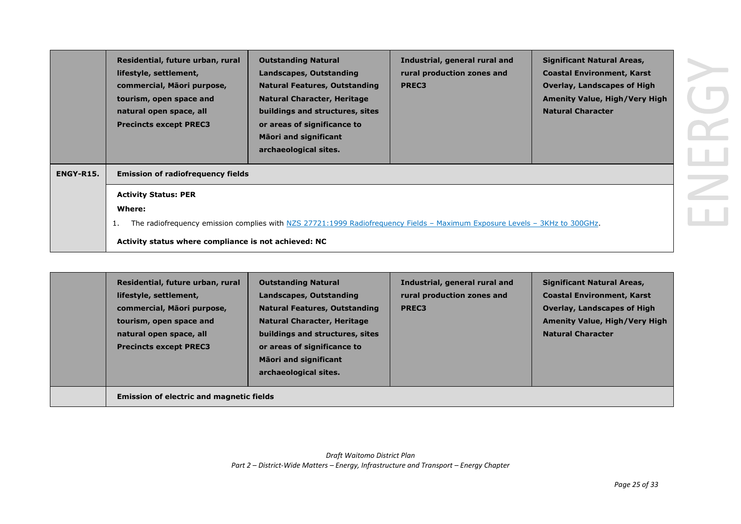| | Residential, future urban, rural lifestyle, settlement, commercial, Māori purpose, tourism, open space and natural open space, all Precincts except PREC3 | Outstanding Natural Landscapes, Outstanding Natural Features, Outstanding Natural Character, Heritage buildings and structures, sites or areas of significance to Māori and significant archaeological sites. | Industrial, general rural and rural production zones and PREC3 | Significant Natural Areas, Coastal Environment, Karst Overlay, Landscapes of High Amenity Value, High/Very High Natural Character |
|---|---|---|---|---|
| **ENGY-R15.** | **Emission of radiofrequency fields** | | | |
| | **Activity Status: PER**<br>**Where:**<br>1. The radiofrequency emission complies with [NZS 27721:1999 Radiofrequency Fields – Maximum Exposure Levels – 3KHz to 300GHz](#).<br>**Activity status where compliance is not achieved: NC** | | | |

| | Residential, future urban, rural lifestyle, settlement, commercial, Māori purpose, tourism, open space and natural open space, all Precincts except PREC3 | Outstanding Natural Landscapes, Outstanding Natural Features, Outstanding Natural Character, Heritage buildings and structures, sites or areas of significance to Māori and significant archaeological sites. | Industrial, general rural and rural production zones and PREC3 | Significant Natural Areas, Coastal Environment, Karst Overlay, Landscapes of High Amenity Value, High/Very High Natural Character |
|---|---|---|---|---|
| | **Emission of electric and magnetic fields** | | | |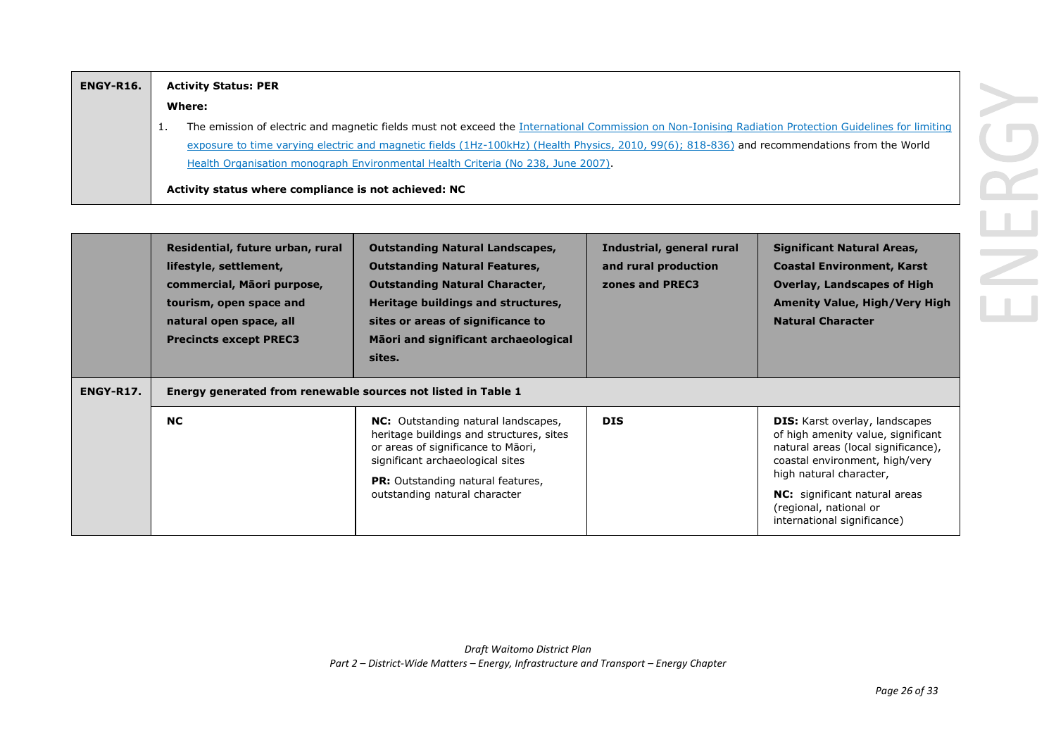| ENGY-R16. | **Activity Status: PER**<br>**Where:**<br>1. The emission of electric and magnetic fields must not exceed the International Commission on Non-Ionising Radiation Protection Guidelines for limiting exposure to time varying electric and magnetic fields (1Hz-100kHz) (Health Physics, 2010, 99(6); 818-836) and recommendations from the World Health Organisation monograph Environmental Health Criteria (No 238, June 2007).<br>**Activity status where compliance is not achieved: NC** |
|---|---|

| | **Residential, future urban, rural lifestyle, settlement, commercial, Māori purpose, tourism, open space and natural open space, all Precincts except PREC3** | **Outstanding Natural Landscapes, Outstanding Natural Features, Outstanding Natural Character, Heritage buildings and structures, sites or areas of significance to Māori and significant archaeological sites.** | **Industrial, general rural and rural production zones and PREC3** | **Significant Natural Areas, Coastal Environment, Karst Overlay, Landscapes of High Amenity Value, High/Very High Natural Character** |
|---|---|---|---|---|
| **ENGY-R17.** | **Energy generated from renewable sources not listed in Table 1** | | | |
| | **NC** | **NC:** Outstanding natural landscapes, heritage buildings and structures, sites or areas of significance to Māori, significant archaeological sites<br>**PR:** Outstanding natural features, outstanding natural character | **DIS** | **DIS:** Karst overlay, landscapes of high amenity value, significant natural areas (local significance), coastal environment, high/very high natural character,<br>**NC:** significant natural areas (regional, national or international significance) |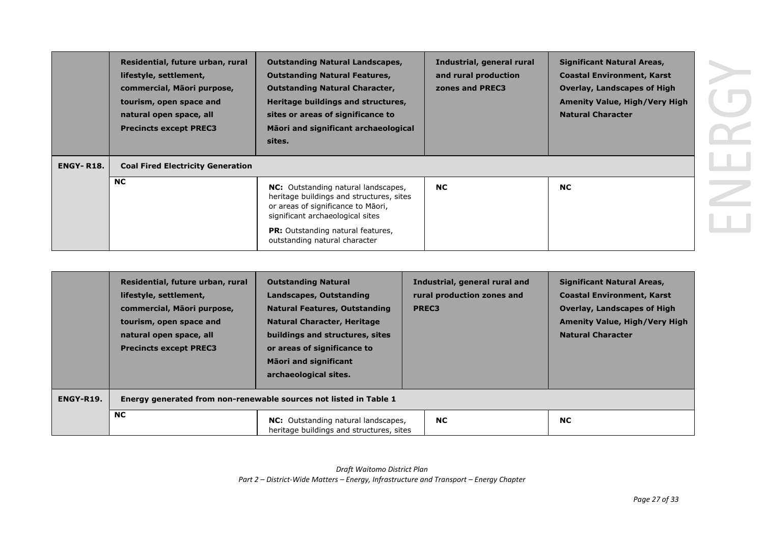| | Residential, future urban, rural lifestyle, settlement, commercial, Māori purpose, tourism, open space and natural open space, all Precincts except PREC3 | Outstanding Natural Landscapes, Outstanding Natural Features, Outstanding Natural Character, Heritage buildings and structures, sites or areas of significance to Māori and significant archaeological sites. | Industrial, general rural and rural production zones and PREC3 | Significant Natural Areas, Coastal Environment, Karst Overlay, Landscapes of High Amenity Value, High/Very High Natural Character |
|---|---|---|---|---|
| **ENGY- R18.** | **Coal Fired Electricity Generation** | | | |
| | **NC** | **NC:** Outstanding natural landscapes, heritage buildings and structures, sites or areas of significance to Māori, significant archaeological sites<br><br>**PR:** Outstanding natural features, outstanding natural character | **NC** | **NC** |

| | Residential, future urban, rural lifestyle, settlement, commercial, Māori purpose, tourism, open space and natural open space, all Precincts except PREC3 | Outstanding Natural Landscapes, Outstanding Natural Features, Outstanding Natural Character, Heritage buildings and structures, sites or areas of significance to Māori and significant archaeological sites. | Industrial, general rural and rural production zones and PREC3 | Significant Natural Areas, Coastal Environment, Karst Overlay, Landscapes of High Amenity Value, High/Very High Natural Character |
|---|---|---|---|---|
| **ENGY-R19.** | **Energy generated from non-renewable sources not listed in Table 1** | | | |
| | **NC** | **NC:** Outstanding natural landscapes, heritage buildings and structures, sites | **NC** | **NC** |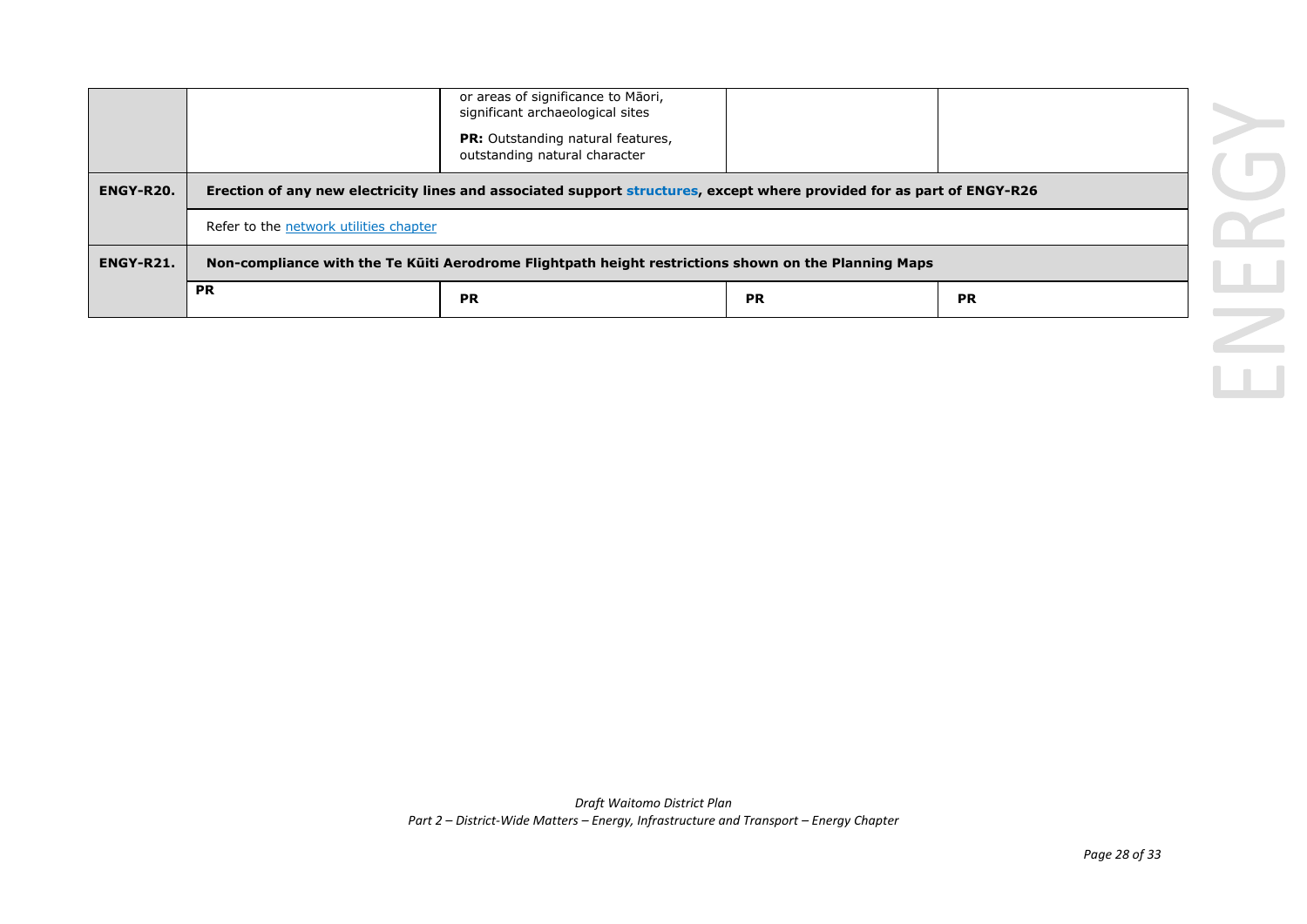|  |  |  |  |  |
|---|---|---|---|---|
|  |  | or areas of significance to Māori, significant archaeological sites<br><br>**PR:** Outstanding natural features, outstanding natural character |  |  |
| **ENGY-R20.** | **Erection of any new electricity lines and associated support structures, except where provided for as part of ENGY-R26** |  |  |  |
|  | Refer to the network utilities chapter |  |  |  |
| **ENGY-R21.** | **Non-compliance with the Te Kūiti Aerodrome Flightpath height restrictions shown on the Planning Maps** |  |  |  |
|  | **PR** | **PR** | **PR** | **PR** |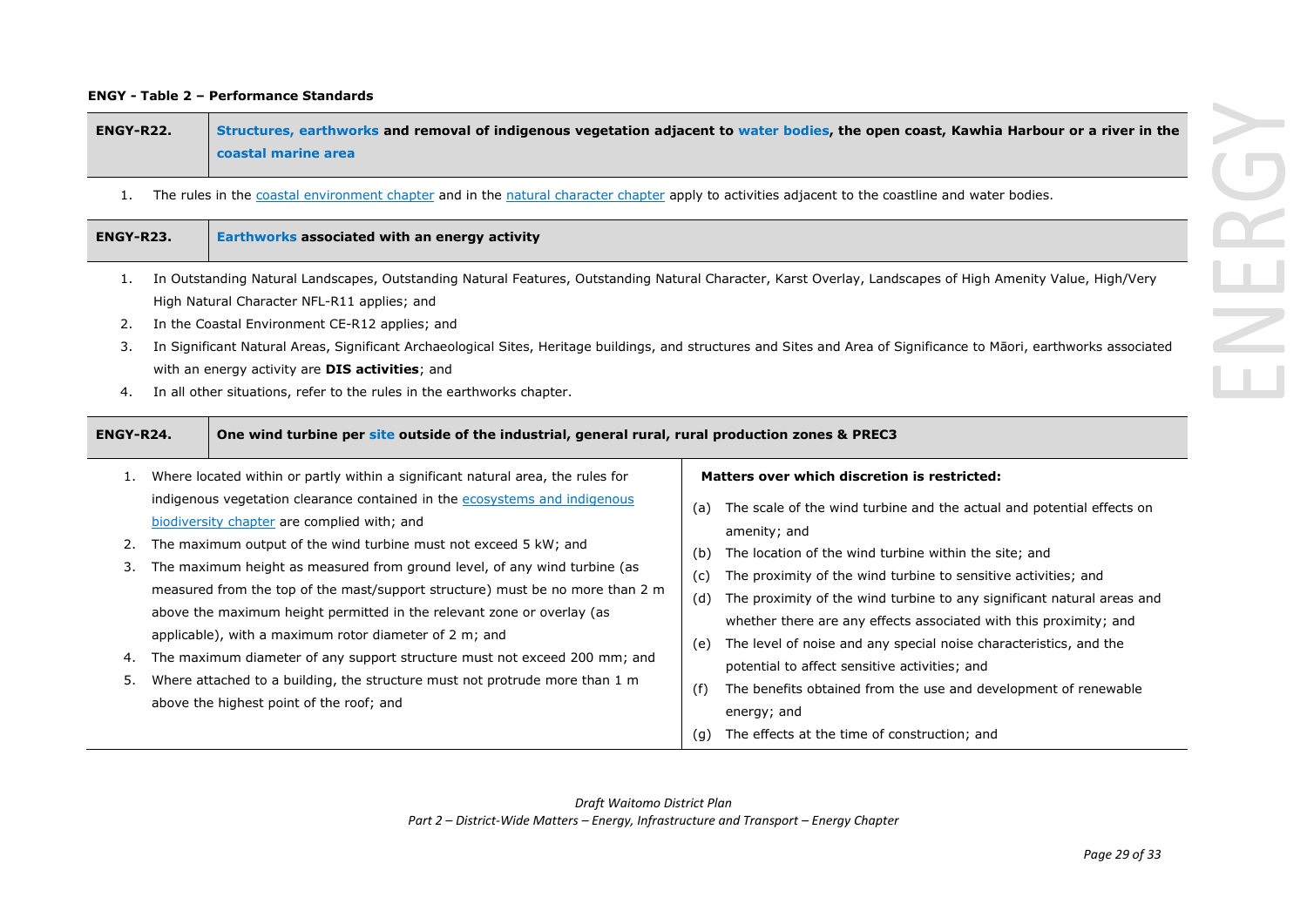**ENGY - Table 2 – Performance Standards**

| ENGY-R22. | **Structures, earthworks and removal of indigenous vegetation adjacent to water bodies, the open coast, Kawhia Harbour or a river in the coastal marine area** |
|---|---|

1. The rules in the coastal environment chapter and in the natural character chapter apply to activities adjacent to the coastline and water bodies.

| ENGY-R23. | **Earthworks associated with an energy activity** |
|---|---|

1. In Outstanding Natural Landscapes, Outstanding Natural Features, Outstanding Natural Character, Karst Overlay, Landscapes of High Amenity Value, High/Very High Natural Character NFL-R11 applies; and
2. In the Coastal Environment CE-R12 applies; and
3. In Significant Natural Areas, Significant Archaeological Sites, Heritage buildings, and structures and Sites and Area of Significance to Māori, earthworks associated with an energy activity are **DIS activities**; and
4. In all other situations, refer to the rules in the earthworks chapter.

| ENGY-R24. | **One wind turbine per site outside of the industrial, general rural, rural production zones & PREC3** |
|---|---|
| 1. Where located within or partly within a significant natural area, the rules for indigenous vegetation clearance contained in the ecosystems and indigenous biodiversity chapter are complied with; and<br>2. The maximum output of the wind turbine must not exceed 5 kW; and<br>3. The maximum height as measured from ground level, of any wind turbine (as measured from the top of the mast/support structure) must be no more than 2 m above the maximum height permitted in the relevant zone or overlay (as applicable), with a maximum rotor diameter of 2 m; and<br>4. The maximum diameter of any support structure must not exceed 200 mm; and<br>5. Where attached to a building, the structure must not protrude more than 1 m above the highest point of the roof; and | **Matters over which discretion is restricted:**<br>(a) The scale of the wind turbine and the actual and potential effects on amenity; and<br>(b) The location of the wind turbine within the site; and<br>(c) The proximity of the wind turbine to sensitive activities; and<br>(d) The proximity of the wind turbine to any significant natural areas and whether there are any effects associated with this proximity; and<br>(e) The level of noise and any special noise characteristics, and the potential to affect sensitive activities; and<br>(f) The benefits obtained from the use and development of renewable energy; and<br>(g) The effects at the time of construction; and |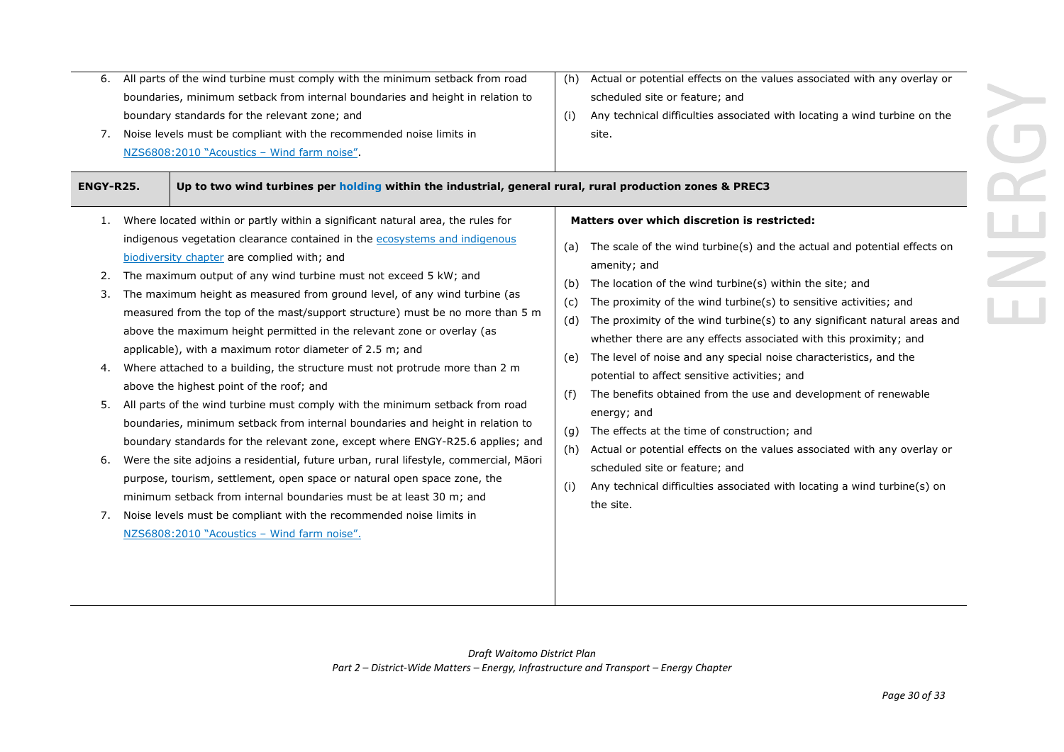| | |
|---|---|
| 6. All parts of the wind turbine must comply with the minimum setback from road boundaries, minimum setback from internal boundaries and height in relation to boundary standards for the relevant zone; and<br>7. Noise levels must be compliant with the recommended noise limits in [NZS6808:2010 "Acoustics – Wind farm noise"](). | (h) Actual or potential effects on the values associated with any overlay or scheduled site or feature; and<br>(i) Any technical difficulties associated with locating a wind turbine on the site. |

| **ENGY-R25.** | **Up to two wind turbines per holding within the industrial, general rural, rural production zones & PREC3** |
|---|---|
| 1. Where located within or partly within a significant natural area, the rules for indigenous vegetation clearance contained in the ecosystems and indigenous biodiversity chapter are complied with; and<br>2. The maximum output of any wind turbine must not exceed 5 kW; and<br>3. The maximum height as measured from ground level, of any wind turbine (as measured from the top of the mast/support structure) must be no more than 5 m above the maximum height permitted in the relevant zone or overlay (as applicable), with a maximum rotor diameter of 2.5 m; and<br>4. Where attached to a building, the structure must not protrude more than 2 m above the highest point of the roof; and<br>5. All parts of the wind turbine must comply with the minimum setback from road boundaries, minimum setback from internal boundaries and height in relation to boundary standards for the relevant zone, except where ENGY-R25.6 applies; and<br>6. Were the site adjoins a residential, future urban, rural lifestyle, commercial, Māori purpose, tourism, settlement, open space or natural open space zone, the minimum setback from internal boundaries must be at least 30 m; and<br>7. Noise levels must be compliant with the recommended noise limits in NZS6808:2010 "Acoustics – Wind farm noise". | **Matters over which discretion is restricted:**<br>(a) The scale of the wind turbine(s) and the actual and potential effects on amenity; and<br>(b) The location of the wind turbine(s) within the site; and<br>(c) The proximity of the wind turbine(s) to sensitive activities; and<br>(d) The proximity of the wind turbine(s) to any significant natural areas and whether there are any effects associated with this proximity; and<br>(e) The level of noise and any special noise characteristics, and the potential to affect sensitive activities; and<br>(f) The benefits obtained from the use and development of renewable energy; and<br>(g) The effects at the time of construction; and<br>(h) Actual or potential effects on the values associated with any overlay or scheduled site or feature; and<br>(i) Any technical difficulties associated with locating a wind turbine(s) on the site. |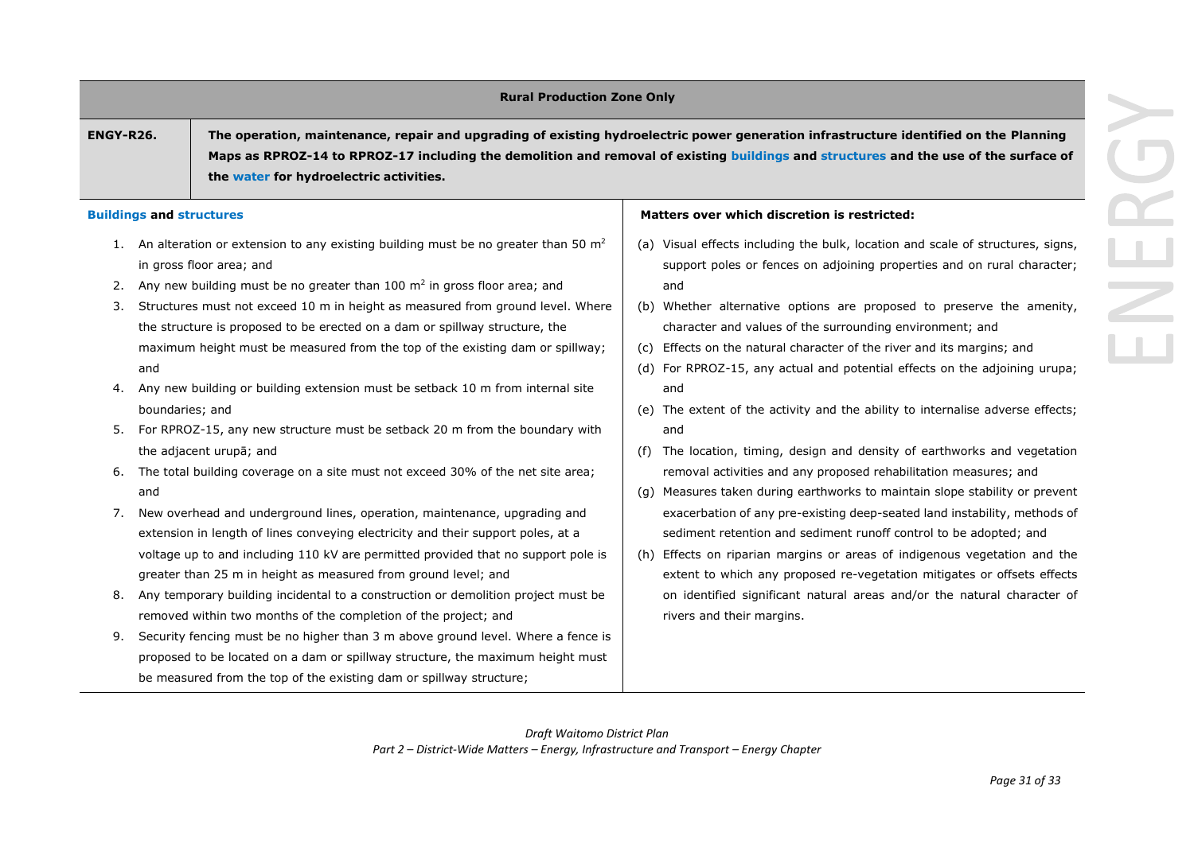| Rural Production Zone Only | |
|---|---|
| **ENGY-R26.** | **The operation, maintenance, repair and upgrading of existing hydroelectric power generation infrastructure identified on the Planning Maps as RPROZ-14 to RPROZ-17 including the demolition and removal of existing buildings and structures and the use of the surface of the water for hydroelectric activities.** |
| **Buildings and structures**<br><br>1. An alteration or extension to any existing building must be no greater than 50 $m^2$ in gross floor area; and<br>2. Any new building must be no greater than 100 $m^2$ in gross floor area; and<br>3. Structures must not exceed 10 m in height as measured from ground level. Where the structure is proposed to be erected on a dam or spillway structure, the maximum height must be measured from the top of the existing dam or spillway; and<br>4. Any new building or building extension must be setback 10 m from internal site boundaries; and<br>5. For RPROZ-15, any new structure must be setback 20 m from the boundary with the adjacent urupā; and<br>6. The total building coverage on a site must not exceed 30% of the net site area; and<br>7. New overhead and underground lines, operation, maintenance, upgrading and extension in length of lines conveying electricity and their support poles, at a voltage up to and including 110 kV are permitted provided that no support pole is greater than 25 m in height as measured from ground level; and<br>8. Any temporary building incidental to a construction or demolition project must be removed within two months of the completion of the project; and<br>9. Security fencing must be no higher than 3 m above ground level. Where a fence is proposed to be located on a dam or spillway structure, the maximum height must be measured from the top of the existing dam or spillway structure; | **Matters over which discretion is restricted:**<br><br>(a) Visual effects including the bulk, location and scale of structures, signs, support poles or fences on adjoining properties and on rural character; and<br>(b) Whether alternative options are proposed to preserve the amenity, character and values of the surrounding environment; and<br>(c) Effects on the natural character of the river and its margins; and<br>(d) For RPROZ-15, any actual and potential effects on the adjoining urupa; and<br>(e) The extent of the activity and the ability to internalise adverse effects; and<br>(f) The location, timing, design and density of earthworks and vegetation removal activities and any proposed rehabilitation measures; and<br>(g) Measures taken during earthworks to maintain slope stability or prevent exacerbation of any pre-existing deep-seated land instability, methods of sediment retention and sediment runoff control to be adopted; and<br>(h) Effects on riparian margins or areas of indigenous vegetation and the extent to which any proposed re-vegetation mitigates or offsets effects on identified significant natural areas and/or the natural character of rivers and their margins. |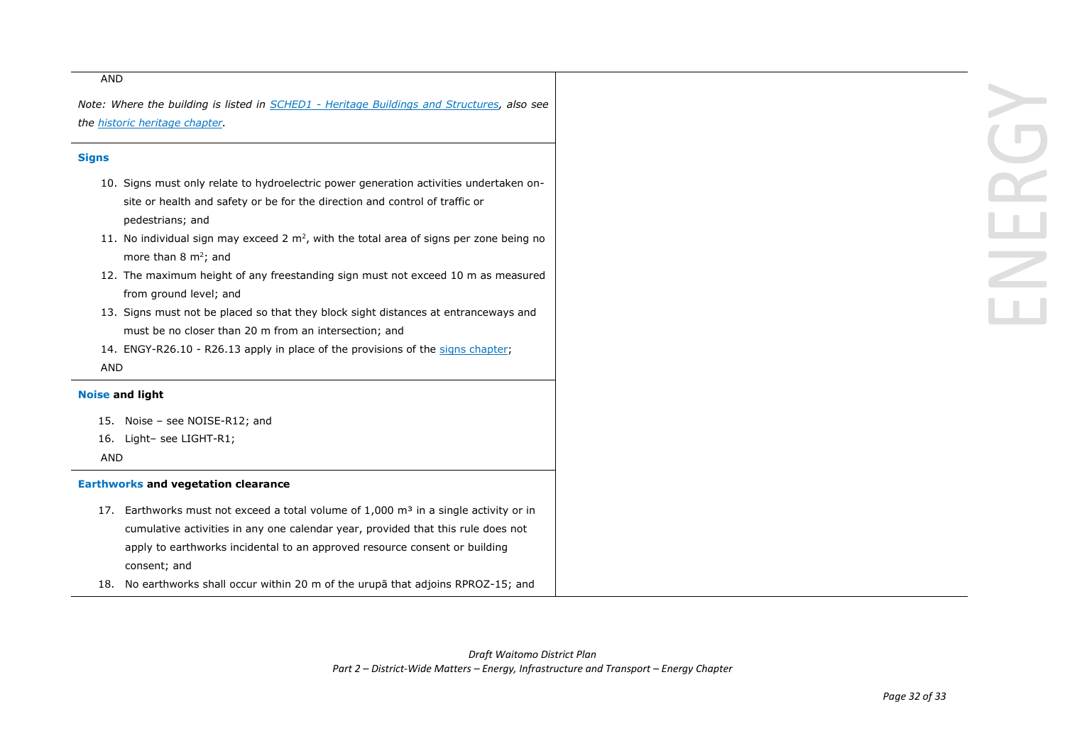AND

*Note: Where the building is listed in [SCHED1 - Heritage Buildings and Structures](), also see the [historic heritage chapter]().*

**Signs**

10. Signs must only relate to hydroelectric power generation activities undertaken on-site or health and safety or be for the direction and control of traffic or pedestrians; and
11. No individual sign may exceed 2 $m^2$, with the total area of signs per zone being no more than 8 $m^2$; and
12. The maximum height of any freestanding sign must not exceed 10 m as measured from ground level; and
13. Signs must not be placed so that they block sight distances at entranceways and must be no closer than 20 m from an intersection; and
14. ENGY-R26.10 - R26.13 apply in place of the provisions of the [signs chapter]();

AND

**Noise and light**

15. Noise – see NOISE-R12; and
16. Light– see LIGHT-R1;

AND

**Earthworks and vegetation clearance**

17. Earthworks must not exceed a total volume of 1,000 $m^3$ in a single activity or in cumulative activities in any one calendar year, provided that this rule does not apply to earthworks incidental to an approved resource consent or building consent; and
18. No earthworks shall occur within 20 m of the urupā that adjoins RPROZ-15; and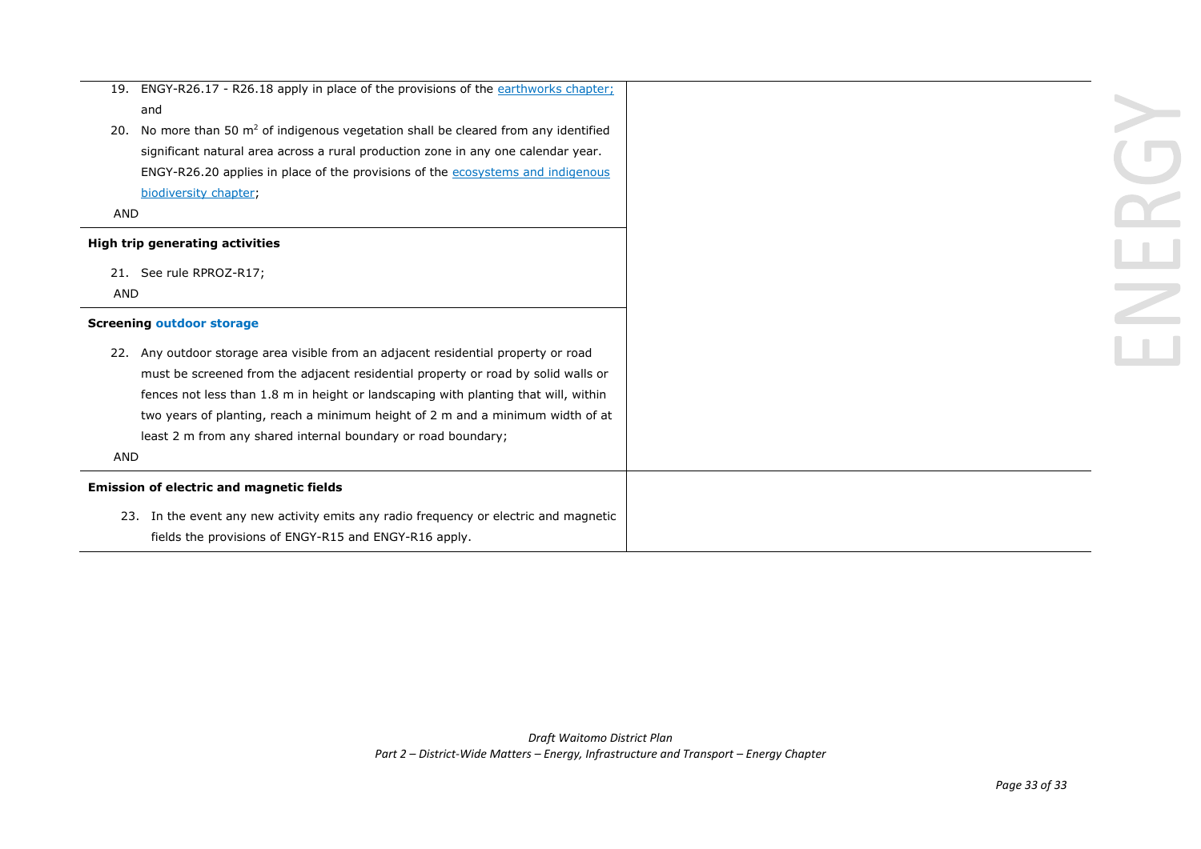| | |
|---|---|
| 19. ENGY-R26.17 - R26.18 apply in place of the provisions of the earthworks chapter; and<br>20. No more than 50 $m^2$ of indigenous vegetation shall be cleared from any identified significant natural area across a rural production zone in any one calendar year. ENGY-R26.20 applies in place of the provisions of the ecosystems and indigenous biodiversity chapter;<br>AND | |
| **High trip generating activities**<br>21. See rule RPROZ-R17;<br>AND | |
| **Screening outdoor storage**<br>22. Any outdoor storage area visible from an adjacent residential property or road must be screened from the adjacent residential property or road by solid walls or fences not less than 1.8 m in height or landscaping with planting that will, within two years of planting, reach a minimum height of 2 m and a minimum width of at least 2 m from any shared internal boundary or road boundary;<br>AND | |
| **Emission of electric and magnetic fields**<br>23. In the event any new activity emits any radio frequency or electric and magnetic fields the provisions of ENGY-R15 and ENGY-R16 apply. | |